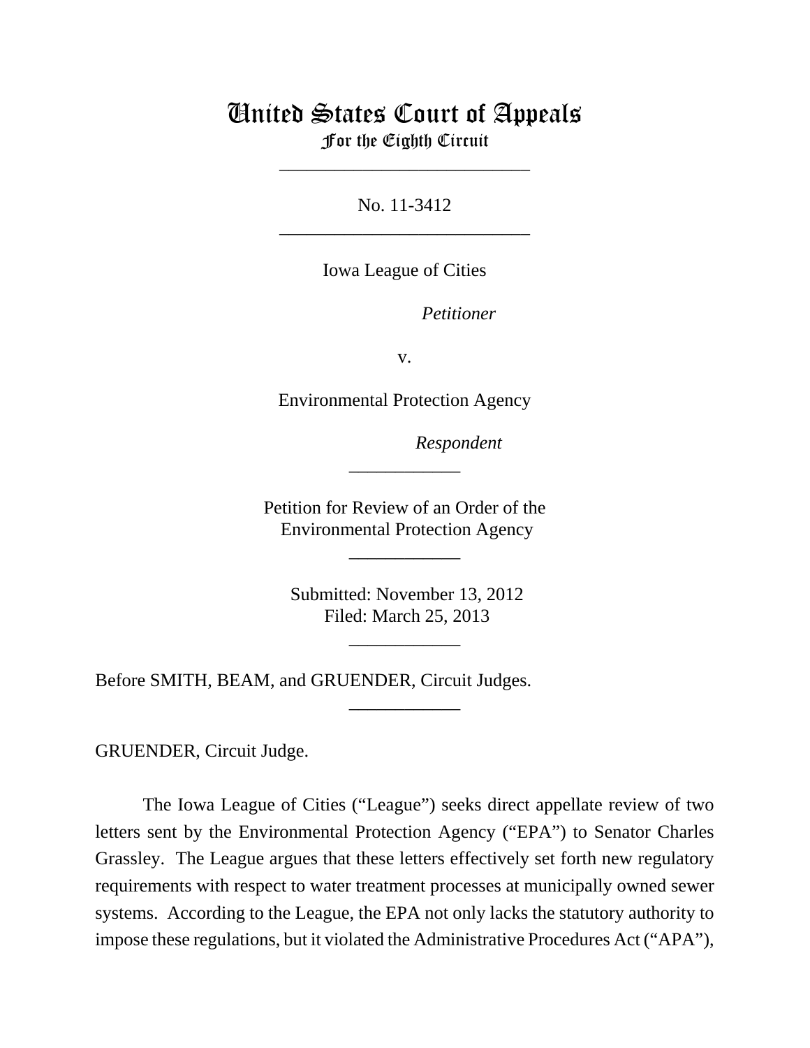# United States Court of Appeals
## For the Eighth Circuit

---

No. 11-3412

---

Iowa League of Cities

*Petitioner*

v.

Environmental Protection Agency

*Respondent*

---

Petition for Review of an Order of the Environmental Protection Agency

---

Submitted: November 13, 2012
Filed: March 25, 2013

---

Before SMITH, BEAM, and GRUENDER, Circuit Judges.

---

GRUENDER, Circuit Judge.

The Iowa League of Cities ("League") seeks direct appellate review of two letters sent by the Environmental Protection Agency ("EPA") to Senator Charles Grassley. The League argues that these letters effectively set forth new regulatory requirements with respect to water treatment processes at municipally owned sewer systems. According to the League, the EPA not only lacks the statutory authority to impose these regulations, but it violated the Administrative Procedures Act ("APA"),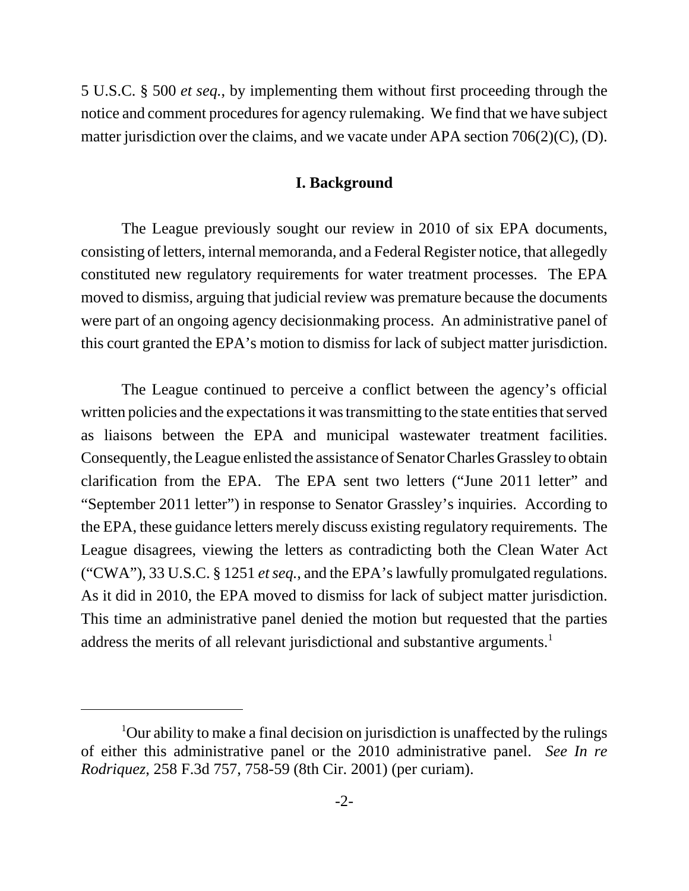5 U.S.C. § 500 *et seq.*, by implementing them without first proceeding through the notice and comment procedures for agency rulemaking. We find that we have subject matter jurisdiction over the claims, and we vacate under APA section 706(2)(C), (D).

## I. Background

The League previously sought our review in 2010 of six EPA documents, consisting of letters, internal memoranda, and a Federal Register notice, that allegedly constituted new regulatory requirements for water treatment processes. The EPA moved to dismiss, arguing that judicial review was premature because the documents were part of an ongoing agency decisionmaking process. An administrative panel of this court granted the EPA's motion to dismiss for lack of subject matter jurisdiction.

The League continued to perceive a conflict between the agency's official written policies and the expectations it was transmitting to the state entities that served as liaisons between the EPA and municipal wastewater treatment facilities. Consequently, the League enlisted the assistance of Senator Charles Grassley to obtain clarification from the EPA. The EPA sent two letters ("June 2011 letter" and "September 2011 letter") in response to Senator Grassley's inquiries. According to the EPA, these guidance letters merely discuss existing regulatory requirements. The League disagrees, viewing the letters as contradicting both the Clean Water Act ("CWA"), 33 U.S.C. § 1251 *et seq.*, and the EPA's lawfully promulgated regulations. As it did in 2010, the EPA moved to dismiss for lack of subject matter jurisdiction. This time an administrative panel denied the motion but requested that the parties address the merits of all relevant jurisdictional and substantive arguments.[1]

---

[1]Our ability to make a final decision on jurisdiction is unaffected by the rulings of either this administrative panel or the 2010 administrative panel. *See In re Rodriquez*, 258 F.3d 757, 758-59 (8th Cir. 2001) (per curiam).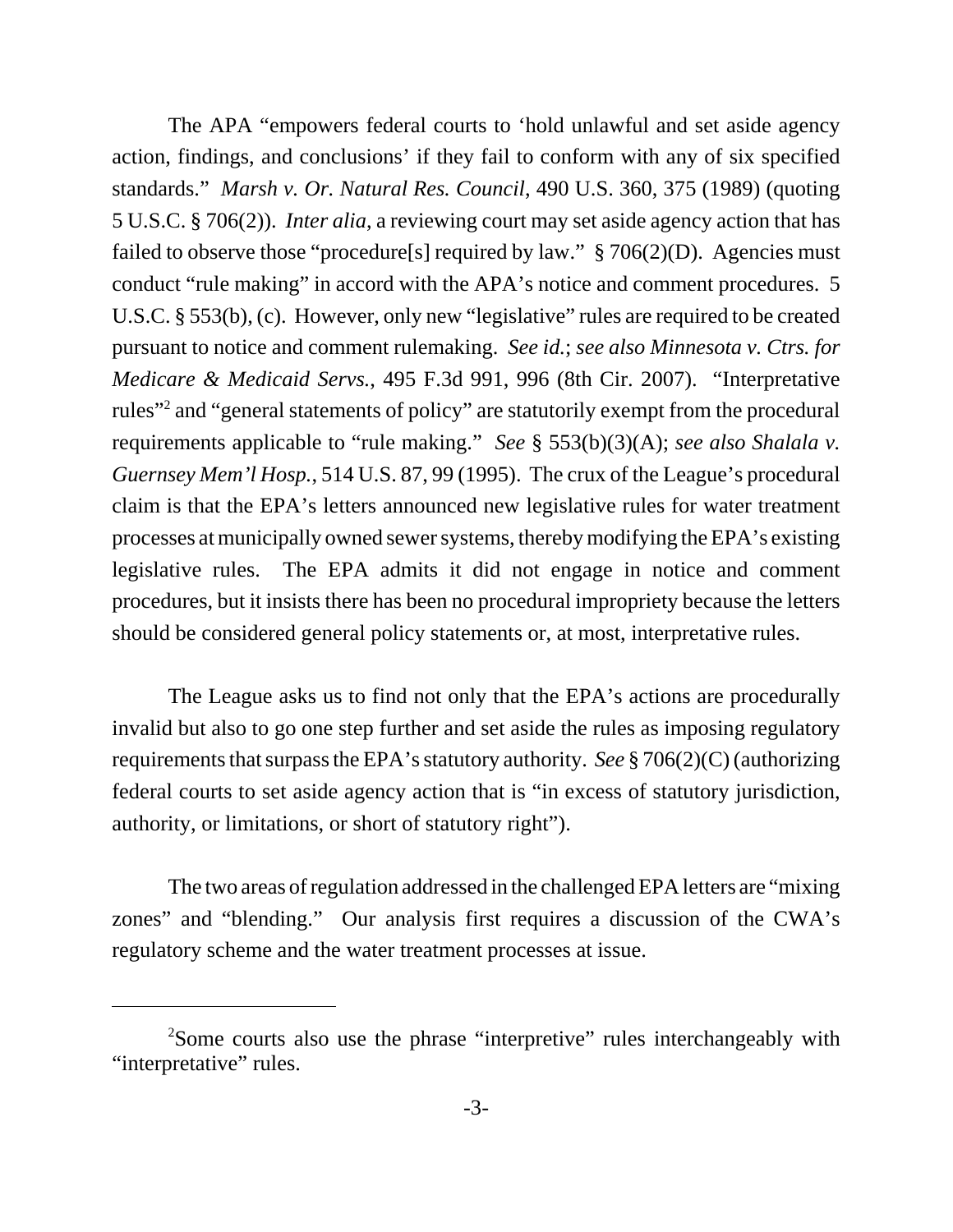The APA "empowers federal courts to 'hold unlawful and set aside agency action, findings, and conclusions' if they fail to conform with any of six specified standards." *Marsh v. Or. Natural Res. Council*, 490 U.S. 360, 375 (1989) (quoting 5 U.S.C. § 706(2)). *Inter alia*, a reviewing court may set aside agency action that has failed to observe those "procedure[s] required by law." § 706(2)(D). Agencies must conduct "rule making" in accord with the APA's notice and comment procedures. 5 U.S.C. § 553(b), (c). However, only new "legislative" rules are required to be created pursuant to notice and comment rulemaking. *See id.*; *see also Minnesota v. Ctrs. for Medicare & Medicaid Servs.*, 495 F.3d 991, 996 (8th Cir. 2007). "Interpretative rules"[2] and "general statements of policy" are statutorily exempt from the procedural requirements applicable to "rule making." *See* § 553(b)(3)(A); *see also Shalala v. Guernsey Mem'l Hosp.*, 514 U.S. 87, 99 (1995). The crux of the League's procedural claim is that the EPA's letters announced new legislative rules for water treatment processes at municipally owned sewer systems, thereby modifying the EPA's existing legislative rules. The EPA admits it did not engage in notice and comment procedures, but it insists there has been no procedural impropriety because the letters should be considered general policy statements or, at most, interpretative rules.

The League asks us to find not only that the EPA's actions are procedurally invalid but also to go one step further and set aside the rules as imposing regulatory requirements that surpass the EPA's statutory authority. *See* § 706(2)(C) (authorizing federal courts to set aside agency action that is "in excess of statutory jurisdiction, authority, or limitations, or short of statutory right").

The two areas of regulation addressed in the challenged EPA letters are "mixing zones" and "blending." Our analysis first requires a discussion of the CWA's regulatory scheme and the water treatment processes at issue.

---

[2]Some courts also use the phrase "interpretive" rules interchangeably with "interpretative" rules.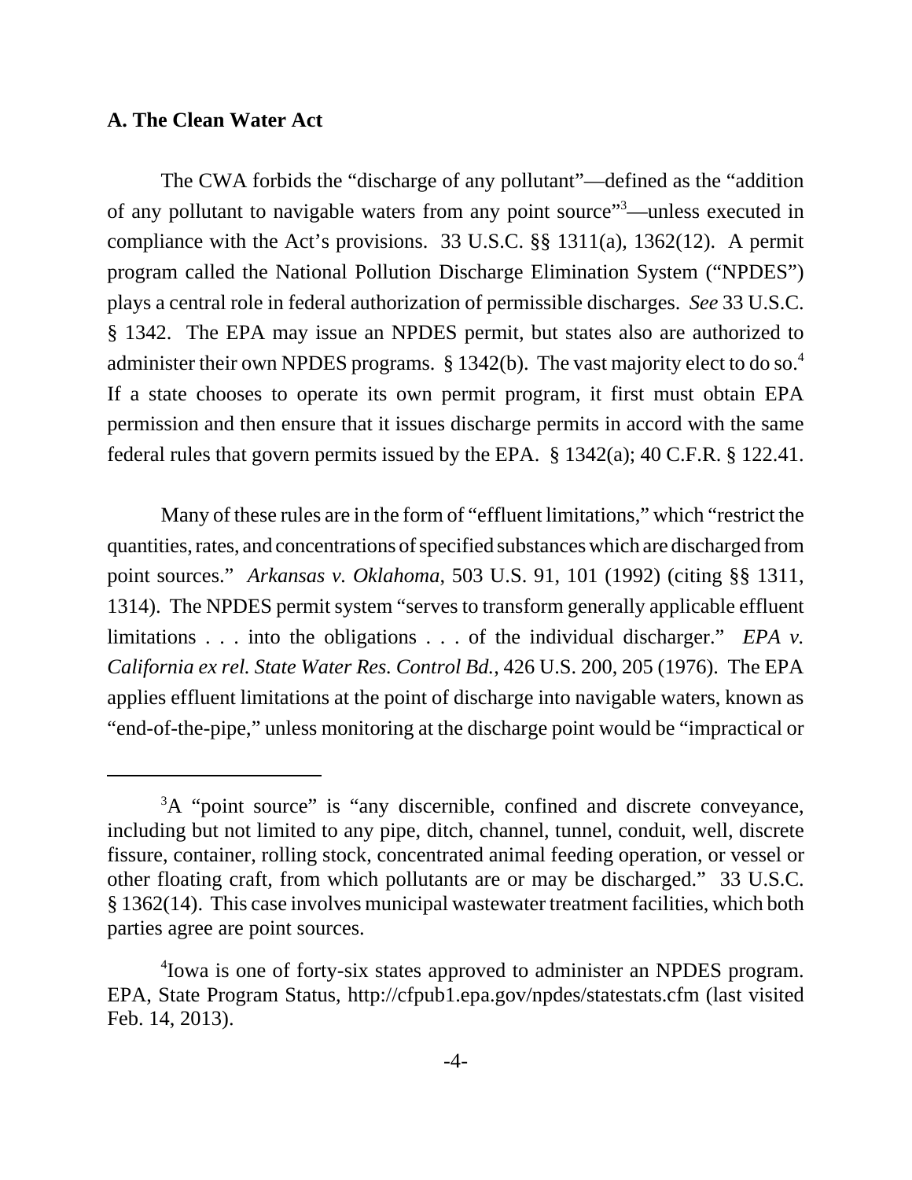### A. The Clean Water Act

The CWA forbids the "discharge of any pollutant"—defined as the "addition of any pollutant to navigable waters from any point source"[3]—unless executed in compliance with the Act's provisions. 33 U.S.C. §§ 1311(a), 1362(12). A permit program called the National Pollution Discharge Elimination System ("NPDES") plays a central role in federal authorization of permissible discharges. *See* 33 U.S.C. § 1342. The EPA may issue an NPDES permit, but states also are authorized to administer their own NPDES programs. § 1342(b). The vast majority elect to do so.[4] If a state chooses to operate its own permit program, it first must obtain EPA permission and then ensure that it issues discharge permits in accord with the same federal rules that govern permits issued by the EPA. § 1342(a); 40 C.F.R. § 122.41.

Many of these rules are in the form of "effluent limitations," which "restrict the quantities, rates, and concentrations of specified substances which are discharged from point sources." *Arkansas v. Oklahoma*, 503 U.S. 91, 101 (1992) (citing §§ 1311, 1314). The NPDES permit system "serves to transform generally applicable effluent limitations . . . into the obligations . . . of the individual discharger." *EPA v. California ex rel. State Water Res. Control Bd.*, 426 U.S. 200, 205 (1976). The EPA applies effluent limitations at the point of discharge into navigable waters, known as "end-of-the-pipe," unless monitoring at the discharge point would be "impractical or

---

[3]A "point source" is "any discernible, confined and discrete conveyance, including but not limited to any pipe, ditch, channel, tunnel, conduit, well, discrete fissure, container, rolling stock, concentrated animal feeding operation, or vessel or other floating craft, from which pollutants are or may be discharged." 33 U.S.C. § 1362(14). This case involves municipal wastewater treatment facilities, which both parties agree are point sources.

[4]Iowa is one of forty-six states approved to administer an NPDES program. EPA, State Program Status, http://cfpub1.epa.gov/npdes/statestats.cfm (last visited Feb. 14, 2013).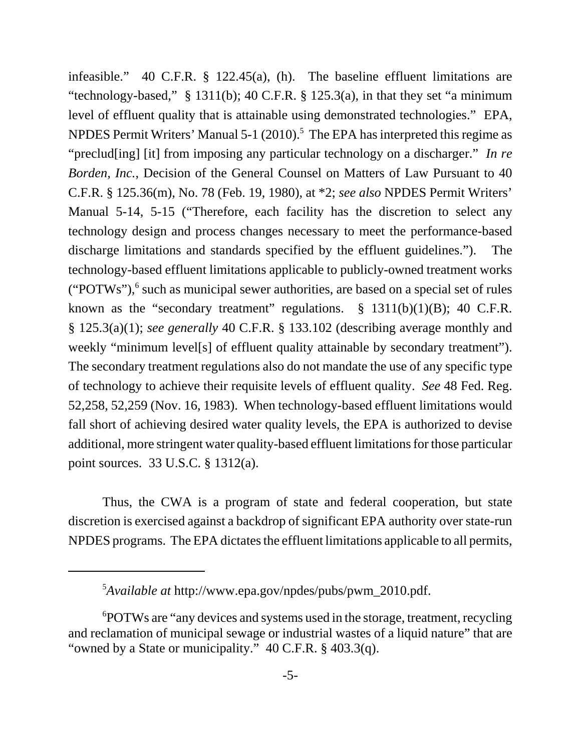infeasible." 40 C.F.R. § 122.45(a), (h). The baseline effluent limitations are "technology-based," § 1311(b); 40 C.F.R. § 125.3(a), in that they set "a minimum level of effluent quality that is attainable using demonstrated technologies." EPA, NPDES Permit Writers' Manual 5-1 (2010).[5] The EPA has interpreted this regime as "preclud[ing] [it] from imposing any particular technology on a discharger." *In re Borden, Inc.*, Decision of the General Counsel on Matters of Law Pursuant to 40 C.F.R. § 125.36(m), No. 78 (Feb. 19, 1980), at *2; *see also* NPDES Permit Writers' Manual 5-14, 5-15 ("Therefore, each facility has the discretion to select any technology design and process changes necessary to meet the performance-based discharge limitations and standards specified by the effluent guidelines."). The technology-based effluent limitations applicable to publicly-owned treatment works ("POTWs"),[6] such as municipal sewer authorities, are based on a special set of rules known as the "secondary treatment" regulations. § 1311(b)(1)(B); 40 C.F.R. § 125.3(a)(1); *see generally* 40 C.F.R. § 133.102 (describing average monthly and weekly "minimum level[s] of effluent quality attainable by secondary treatment"). The secondary treatment regulations also do not mandate the use of any specific type of technology to achieve their requisite levels of effluent quality. *See* 48 Fed. Reg. 52,258, 52,259 (Nov. 16, 1983). When technology-based effluent limitations would fall short of achieving desired water quality levels, the EPA is authorized to devise additional, more stringent water quality-based effluent limitations for those particular point sources. 33 U.S.C. § 1312(a).

Thus, the CWA is a program of state and federal cooperation, but state discretion is exercised against a backdrop of significant EPA authority over state-run NPDES programs. The EPA dictates the effluent limitations applicable to all permits,

---

[5] *Available at* http://www.epa.gov/npdes/pubs/pwm_2010.pdf.

[6] POTWs are "any devices and systems used in the storage, treatment, recycling and reclamation of municipal sewage or industrial wastes of a liquid nature" that are "owned by a State or municipality." 40 C.F.R. § 403.3(q).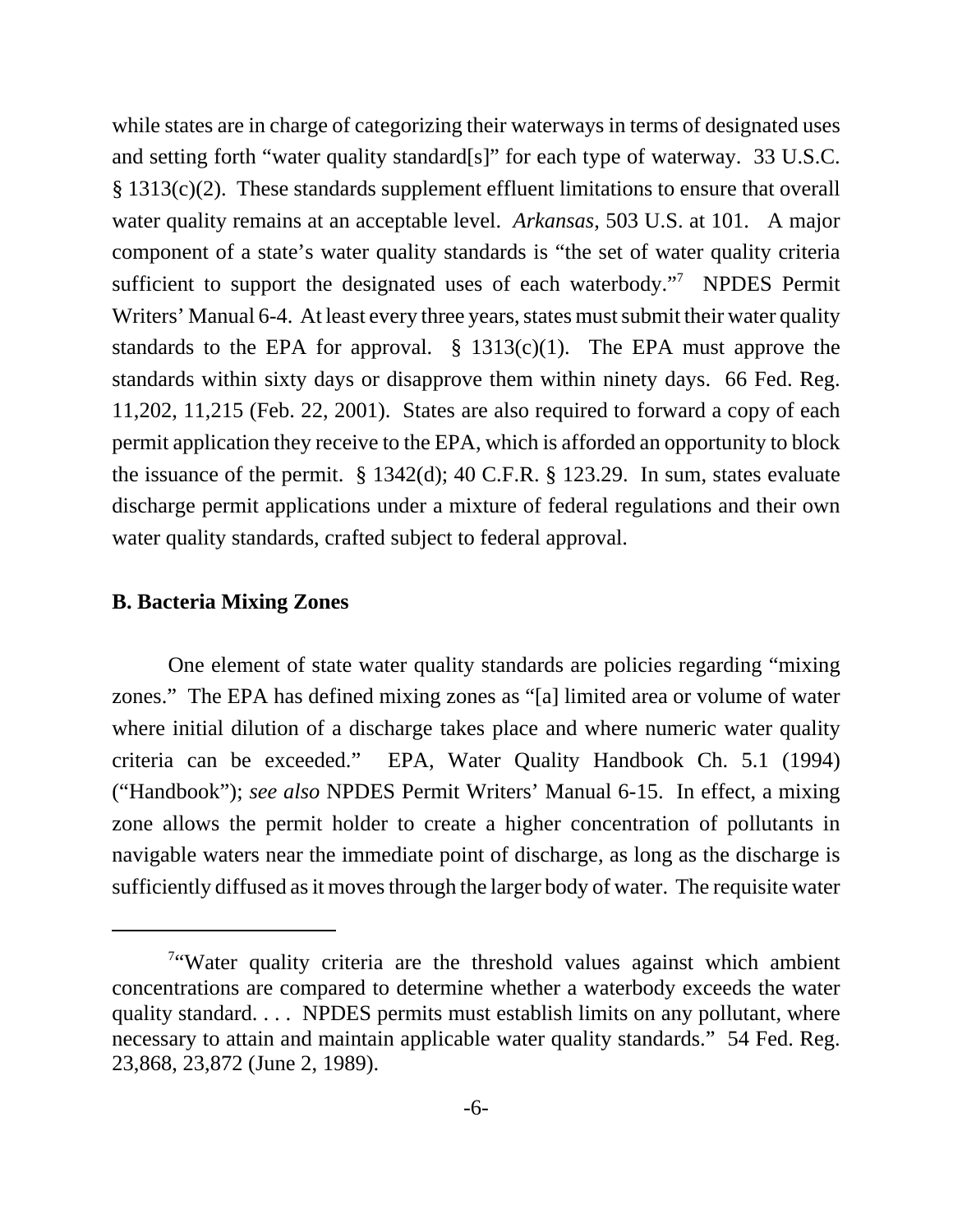while states are in charge of categorizing their waterways in terms of designated uses and setting forth "water quality standard[s]" for each type of waterway. 33 U.S.C. § 1313(c)(2). These standards supplement effluent limitations to ensure that overall water quality remains at an acceptable level. *Arkansas*, 503 U.S. at 101. A major component of a state's water quality standards is "the set of water quality criteria sufficient to support the designated uses of each waterbody."[7] NPDES Permit Writers' Manual 6-4. At least every three years, states must submit their water quality standards to the EPA for approval. § 1313(c)(1). The EPA must approve the standards within sixty days or disapprove them within ninety days. 66 Fed. Reg. 11,202, 11,215 (Feb. 22, 2001). States are also required to forward a copy of each permit application they receive to the EPA, which is afforded an opportunity to block the issuance of the permit. § 1342(d); 40 C.F.R. § 123.29. In sum, states evaluate discharge permit applications under a mixture of federal regulations and their own water quality standards, crafted subject to federal approval.

**B. Bacteria Mixing Zones**

One element of state water quality standards are policies regarding "mixing zones." The EPA has defined mixing zones as "[a] limited area or volume of water where initial dilution of a discharge takes place and where numeric water quality criteria can be exceeded." EPA, Water Quality Handbook Ch. 5.1 (1994) ("Handbook"); *see also* NPDES Permit Writers' Manual 6-15. In effect, a mixing zone allows the permit holder to create a higher concentration of pollutants in navigable waters near the immediate point of discharge, as long as the discharge is sufficiently diffused as it moves through the larger body of water. The requisite water

---

[7] "Water quality criteria are the threshold values against which ambient concentrations are compared to determine whether a waterbody exceeds the water quality standard. . . . NPDES permits must establish limits on any pollutant, where necessary to attain and maintain applicable water quality standards." 54 Fed. Reg. 23,868, 23,872 (June 2, 1989).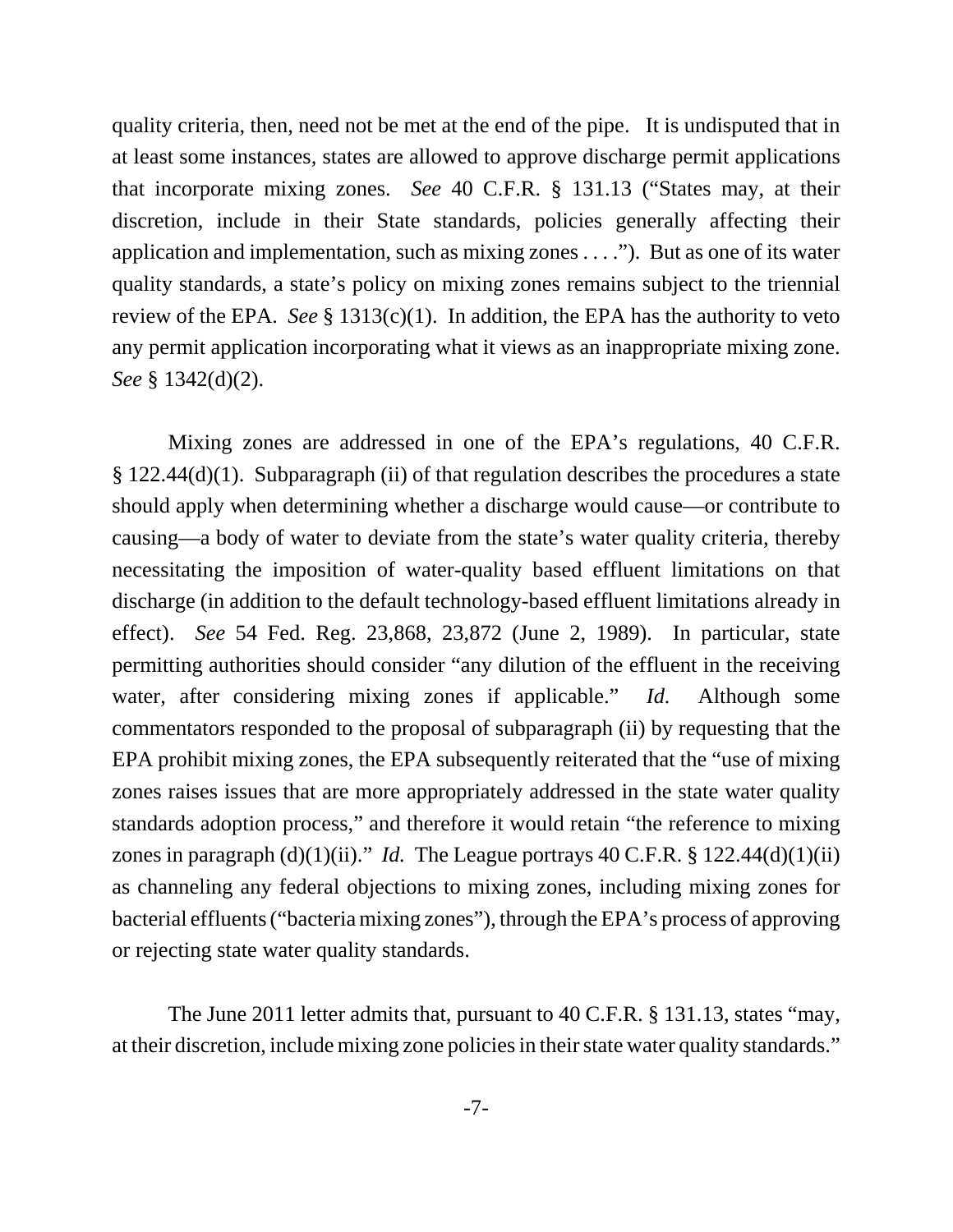quality criteria, then, need not be met at the end of the pipe. It is undisputed that in at least some instances, states are allowed to approve discharge permit applications that incorporate mixing zones. *See* 40 C.F.R. § 131.13 ("States may, at their discretion, include in their State standards, policies generally affecting their application and implementation, such as mixing zones . . . ."). But as one of its water quality standards, a state's policy on mixing zones remains subject to the triennial review of the EPA. *See* § 1313(c)(1). In addition, the EPA has the authority to veto any permit application incorporating what it views as an inappropriate mixing zone. *See* § 1342(d)(2).

Mixing zones are addressed in one of the EPA's regulations, 40 C.F.R. § 122.44(d)(1). Subparagraph (ii) of that regulation describes the procedures a state should apply when determining whether a discharge would cause—or contribute to causing—a body of water to deviate from the state's water quality criteria, thereby necessitating the imposition of water-quality based effluent limitations on that discharge (in addition to the default technology-based effluent limitations already in effect). *See* 54 Fed. Reg. 23,868, 23,872 (June 2, 1989). In particular, state permitting authorities should consider "any dilution of the effluent in the receiving water, after considering mixing zones if applicable." *Id.* Although some commentators responded to the proposal of subparagraph (ii) by requesting that the EPA prohibit mixing zones, the EPA subsequently reiterated that the "use of mixing zones raises issues that are more appropriately addressed in the state water quality standards adoption process," and therefore it would retain "the reference to mixing zones in paragraph (d)(1)(ii)." *Id.* The League portrays 40 C.F.R. § 122.44(d)(1)(ii) as channeling any federal objections to mixing zones, including mixing zones for bacterial effluents ("bacteria mixing zones"), through the EPA's process of approving or rejecting state water quality standards.

The June 2011 letter admits that, pursuant to 40 C.F.R. § 131.13, states "may, at their discretion, include mixing zone policies in their state water quality standards."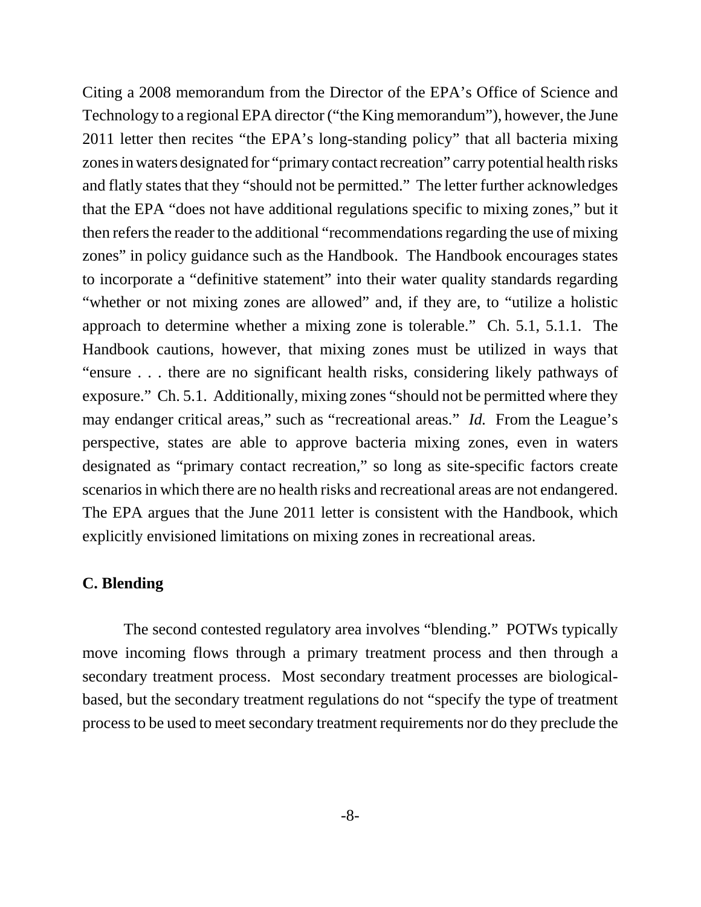Citing a 2008 memorandum from the Director of the EPA's Office of Science and Technology to a regional EPA director ("the King memorandum"), however, the June 2011 letter then recites "the EPA's long-standing policy" that all bacteria mixing zones in waters designated for "primary contact recreation" carry potential health risks and flatly states that they "should not be permitted." The letter further acknowledges that the EPA "does not have additional regulations specific to mixing zones," but it then refers the reader to the additional "recommendations regarding the use of mixing zones" in policy guidance such as the Handbook. The Handbook encourages states to incorporate a "definitive statement" into their water quality standards regarding "whether or not mixing zones are allowed" and, if they are, to "utilize a holistic approach to determine whether a mixing zone is tolerable." Ch. 5.1, 5.1.1. The Handbook cautions, however, that mixing zones must be utilized in ways that "ensure . . . there are no significant health risks, considering likely pathways of exposure." Ch. 5.1. Additionally, mixing zones "should not be permitted where they may endanger critical areas," such as "recreational areas." *Id.* From the League's perspective, states are able to approve bacteria mixing zones, even in waters designated as "primary contact recreation," so long as site-specific factors create scenarios in which there are no health risks and recreational areas are not endangered. The EPA argues that the June 2011 letter is consistent with the Handbook, which explicitly envisioned limitations on mixing zones in recreational areas.

### C. Blending

The second contested regulatory area involves "blending." POTWs typically move incoming flows through a primary treatment process and then through a secondary treatment process. Most secondary treatment processes are biological-based, but the secondary treatment regulations do not "specify the type of treatment process to be used to meet secondary treatment requirements nor do they preclude the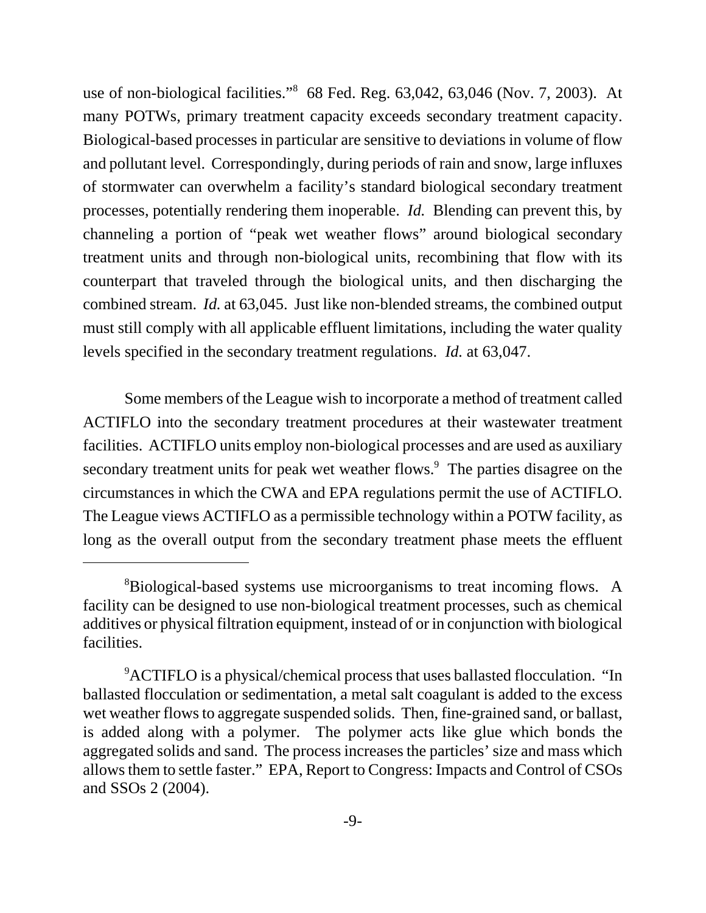use of non-biological facilities."[8] 68 Fed. Reg. 63,042, 63,046 (Nov. 7, 2003). At many POTWs, primary treatment capacity exceeds secondary treatment capacity. Biological-based processes in particular are sensitive to deviations in volume of flow and pollutant level. Correspondingly, during periods of rain and snow, large influxes of stormwater can overwhelm a facility's standard biological secondary treatment processes, potentially rendering them inoperable. *Id.* Blending can prevent this, by channeling a portion of "peak wet weather flows" around biological secondary treatment units and through non-biological units, recombining that flow with its counterpart that traveled through the biological units, and then discharging the combined stream. *Id.* at 63,045. Just like non-blended streams, the combined output must still comply with all applicable effluent limitations, including the water quality levels specified in the secondary treatment regulations. *Id.* at 63,047.

Some members of the League wish to incorporate a method of treatment called ACTIFLO into the secondary treatment procedures at their wastewater treatment facilities. ACTIFLO units employ non-biological processes and are used as auxiliary secondary treatment units for peak wet weather flows.[9] The parties disagree on the circumstances in which the CWA and EPA regulations permit the use of ACTIFLO. The League views ACTIFLO as a permissible technology within a POTW facility, as long as the overall output from the secondary treatment phase meets the effluent

---

[8] Biological-based systems use microorganisms to treat incoming flows. A facility can be designed to use non-biological treatment processes, such as chemical additives or physical filtration equipment, instead of or in conjunction with biological facilities.

[9] ACTIFLO is a physical/chemical process that uses ballasted flocculation. "In ballasted flocculation or sedimentation, a metal salt coagulant is added to the excess wet weather flows to aggregate suspended solids. Then, fine-grained sand, or ballast, is added along with a polymer. The polymer acts like glue which bonds the aggregated solids and sand. The process increases the particles' size and mass which allows them to settle faster." EPA, Report to Congress: Impacts and Control of CSOs and SSOs 2 (2004).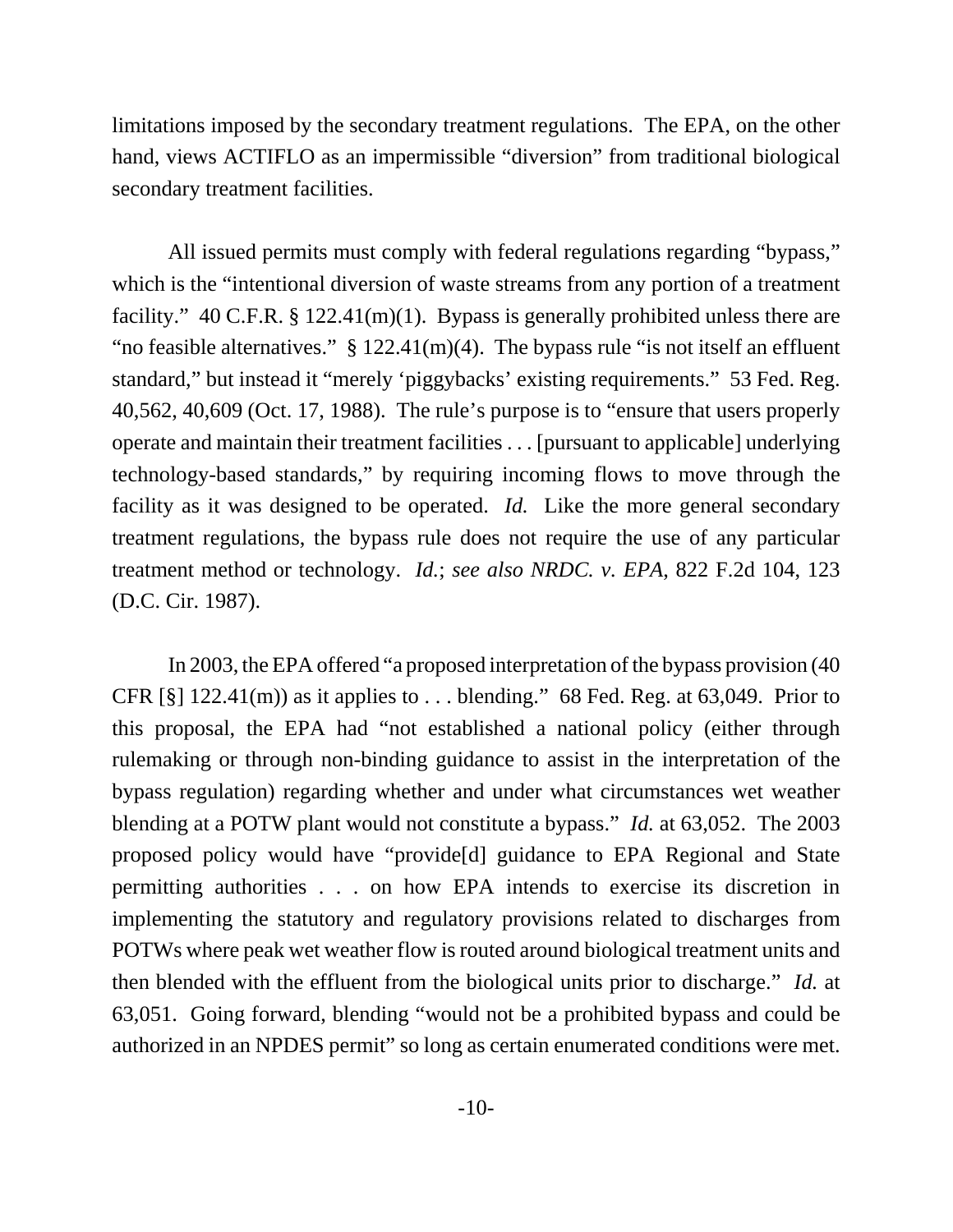limitations imposed by the secondary treatment regulations. The EPA, on the other hand, views ACTIFLO as an impermissible "diversion" from traditional biological secondary treatment facilities.

All issued permits must comply with federal regulations regarding "bypass," which is the "intentional diversion of waste streams from any portion of a treatment facility." 40 C.F.R. § 122.41(m)(1). Bypass is generally prohibited unless there are "no feasible alternatives." § 122.41(m)(4). The bypass rule "is not itself an effluent standard," but instead it "merely 'piggybacks' existing requirements." 53 Fed. Reg. 40,562, 40,609 (Oct. 17, 1988). The rule's purpose is to "ensure that users properly operate and maintain their treatment facilities . . . [pursuant to applicable] underlying technology-based standards," by requiring incoming flows to move through the facility as it was designed to be operated. *Id.* Like the more general secondary treatment regulations, the bypass rule does not require the use of any particular treatment method or technology. *Id.*; *see also NRDC. v. EPA*, 822 F.2d 104, 123 (D.C. Cir. 1987).

In 2003, the EPA offered "a proposed interpretation of the bypass provision (40 CFR [§] 122.41(m)) as it applies to . . . blending." 68 Fed. Reg. at 63,049. Prior to this proposal, the EPA had "not established a national policy (either through rulemaking or through non-binding guidance to assist in the interpretation of the bypass regulation) regarding whether and under what circumstances wet weather blending at a POTW plant would not constitute a bypass." *Id.* at 63,052. The 2003 proposed policy would have "provide[d] guidance to EPA Regional and State permitting authorities . . . on how EPA intends to exercise its discretion in implementing the statutory and regulatory provisions related to discharges from POTWs where peak wet weather flow is routed around biological treatment units and then blended with the effluent from the biological units prior to discharge." *Id.* at 63,051. Going forward, blending "would not be a prohibited bypass and could be authorized in an NPDES permit" so long as certain enumerated conditions were met.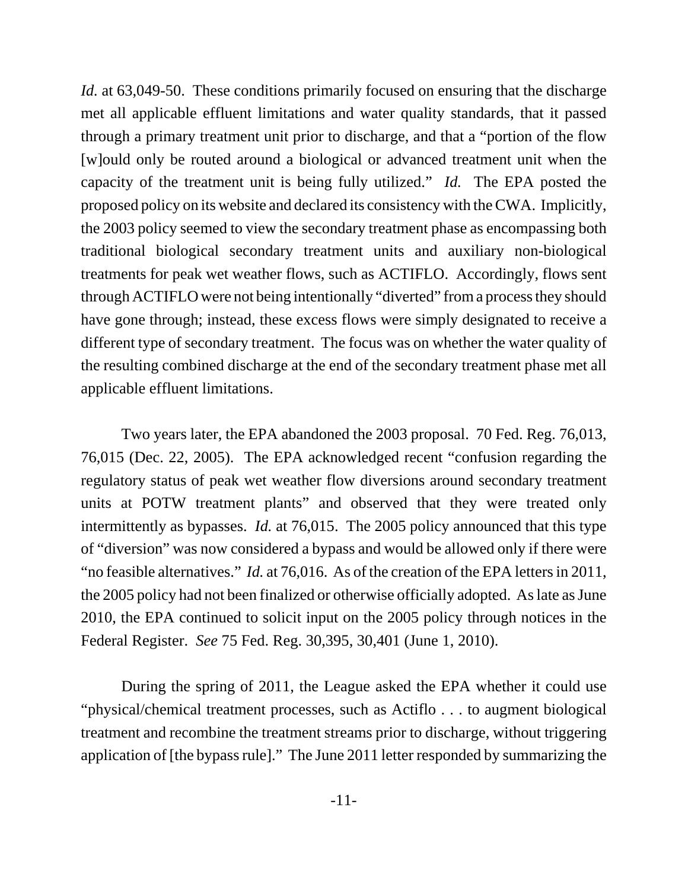*Id.* at 63,049-50. These conditions primarily focused on ensuring that the discharge met all applicable effluent limitations and water quality standards, that it passed through a primary treatment unit prior to discharge, and that a "portion of the flow [w]ould only be routed around a biological or advanced treatment unit when the capacity of the treatment unit is being fully utilized." *Id.* The EPA posted the proposed policy on its website and declared its consistency with the CWA. Implicitly, the 2003 policy seemed to view the secondary treatment phase as encompassing both traditional biological secondary treatment units and auxiliary non-biological treatments for peak wet weather flows, such as ACTIFLO. Accordingly, flows sent through ACTIFLO were not being intentionally "diverted" from a process they should have gone through; instead, these excess flows were simply designated to receive a different type of secondary treatment. The focus was on whether the water quality of the resulting combined discharge at the end of the secondary treatment phase met all applicable effluent limitations.

Two years later, the EPA abandoned the 2003 proposal. 70 Fed. Reg. 76,013, 76,015 (Dec. 22, 2005). The EPA acknowledged recent "confusion regarding the regulatory status of peak wet weather flow diversions around secondary treatment units at POTW treatment plants" and observed that they were treated only intermittently as bypasses. *Id.* at 76,015. The 2005 policy announced that this type of "diversion" was now considered a bypass and would be allowed only if there were "no feasible alternatives." *Id.* at 76,016. As of the creation of the EPA letters in 2011, the 2005 policy had not been finalized or otherwise officially adopted. As late as June 2010, the EPA continued to solicit input on the 2005 policy through notices in the Federal Register. *See* 75 Fed. Reg. 30,395, 30,401 (June 1, 2010).

During the spring of 2011, the League asked the EPA whether it could use "physical/chemical treatment processes, such as Actiflo . . . to augment biological treatment and recombine the treatment streams prior to discharge, without triggering application of [the bypass rule]." The June 2011 letter responded by summarizing the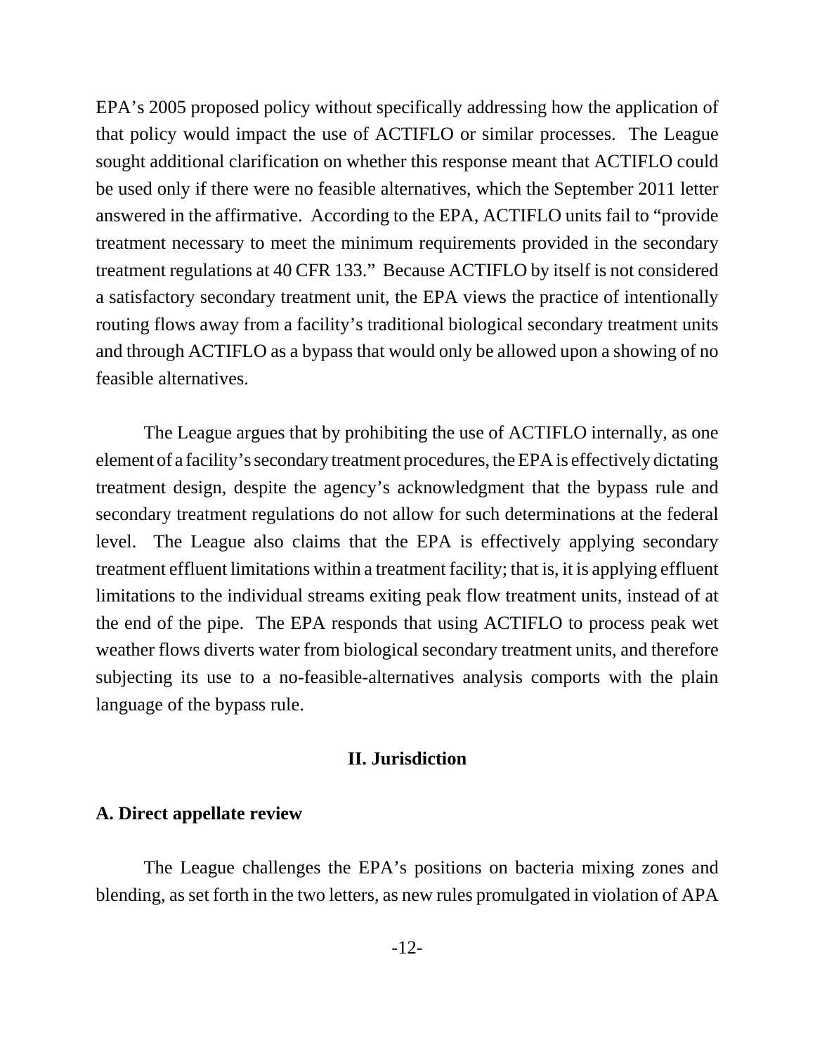EPA's 2005 proposed policy without specifically addressing how the application of that policy would impact the use of ACTIFLO or similar processes. The League sought additional clarification on whether this response meant that ACTIFLO could be used only if there were no feasible alternatives, which the September 2011 letter answered in the affirmative. According to the EPA, ACTIFLO units fail to "provide treatment necessary to meet the minimum requirements provided in the secondary treatment regulations at 40 CFR 133." Because ACTIFLO by itself is not considered a satisfactory secondary treatment unit, the EPA views the practice of intentionally routing flows away from a facility's traditional biological secondary treatment units and through ACTIFLO as a bypass that would only be allowed upon a showing of no feasible alternatives.

The League argues that by prohibiting the use of ACTIFLO internally, as one element of a facility's secondary treatment procedures, the EPA is effectively dictating treatment design, despite the agency's acknowledgment that the bypass rule and secondary treatment regulations do not allow for such determinations at the federal level. The League also claims that the EPA is effectively applying secondary treatment effluent limitations within a treatment facility; that is, it is applying effluent limitations to the individual streams exiting peak flow treatment units, instead of at the end of the pipe. The EPA responds that using ACTIFLO to process peak wet weather flows diverts water from biological secondary treatment units, and therefore subjecting its use to a no-feasible-alternatives analysis comports with the plain language of the bypass rule.

## II. Jurisdiction

### A. Direct appellate review

The League challenges the EPA's positions on bacteria mixing zones and blending, as set forth in the two letters, as new rules promulgated in violation of APA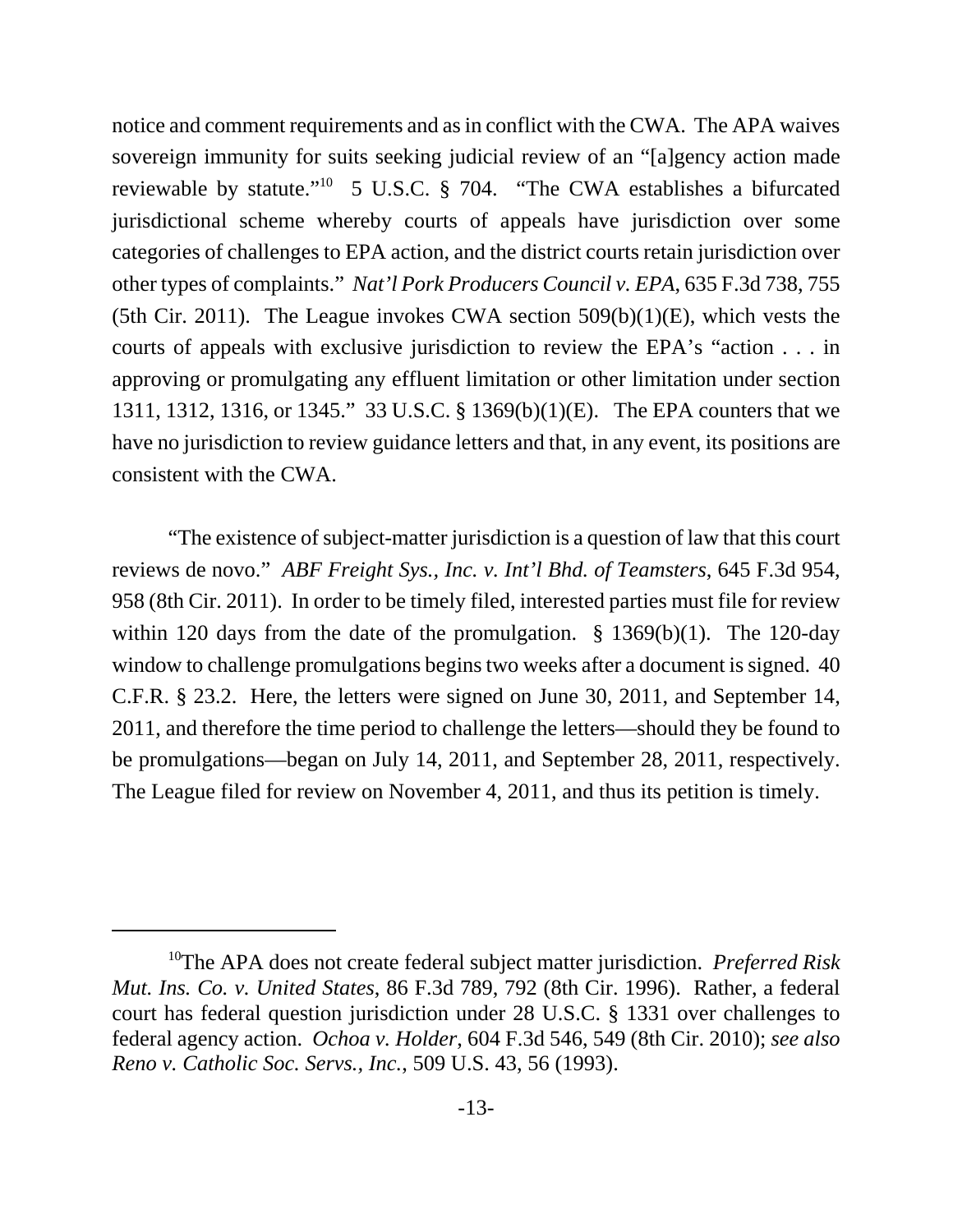notice and comment requirements and as in conflict with the CWA. The APA waives sovereign immunity for suits seeking judicial review of an "[a]gency action made reviewable by statute."[10] 5 U.S.C. § 704. "The CWA establishes a bifurcated jurisdictional scheme whereby courts of appeals have jurisdiction over some categories of challenges to EPA action, and the district courts retain jurisdiction over other types of complaints." *Nat'l Pork Producers Council v. EPA*, 635 F.3d 738, 755 (5th Cir. 2011). The League invokes CWA section 509(b)(1)(E), which vests the courts of appeals with exclusive jurisdiction to review the EPA's "action . . . in approving or promulgating any effluent limitation or other limitation under section 1311, 1312, 1316, or 1345." 33 U.S.C. § 1369(b)(1)(E). The EPA counters that we have no jurisdiction to review guidance letters and that, in any event, its positions are consistent with the CWA.

"The existence of subject-matter jurisdiction is a question of law that this court reviews de novo." *ABF Freight Sys., Inc. v. Int'l Bhd. of Teamsters*, 645 F.3d 954, 958 (8th Cir. 2011). In order to be timely filed, interested parties must file for review within 120 days from the date of the promulgation. § 1369(b)(1). The 120-day window to challenge promulgations begins two weeks after a document is signed. 40 C.F.R. § 23.2. Here, the letters were signed on June 30, 2011, and September 14, 2011, and therefore the time period to challenge the letters—should they be found to be promulgations—began on July 14, 2011, and September 28, 2011, respectively. The League filed for review on November 4, 2011, and thus its petition is timely.

---

[10] The APA does not create federal subject matter jurisdiction. *Preferred Risk Mut. Ins. Co. v. United States*, 86 F.3d 789, 792 (8th Cir. 1996). Rather, a federal court has federal question jurisdiction under 28 U.S.C. § 1331 over challenges to federal agency action. *Ochoa v. Holder*, 604 F.3d 546, 549 (8th Cir. 2010); *see also Reno v. Catholic Soc. Servs., Inc.*, 509 U.S. 43, 56 (1993).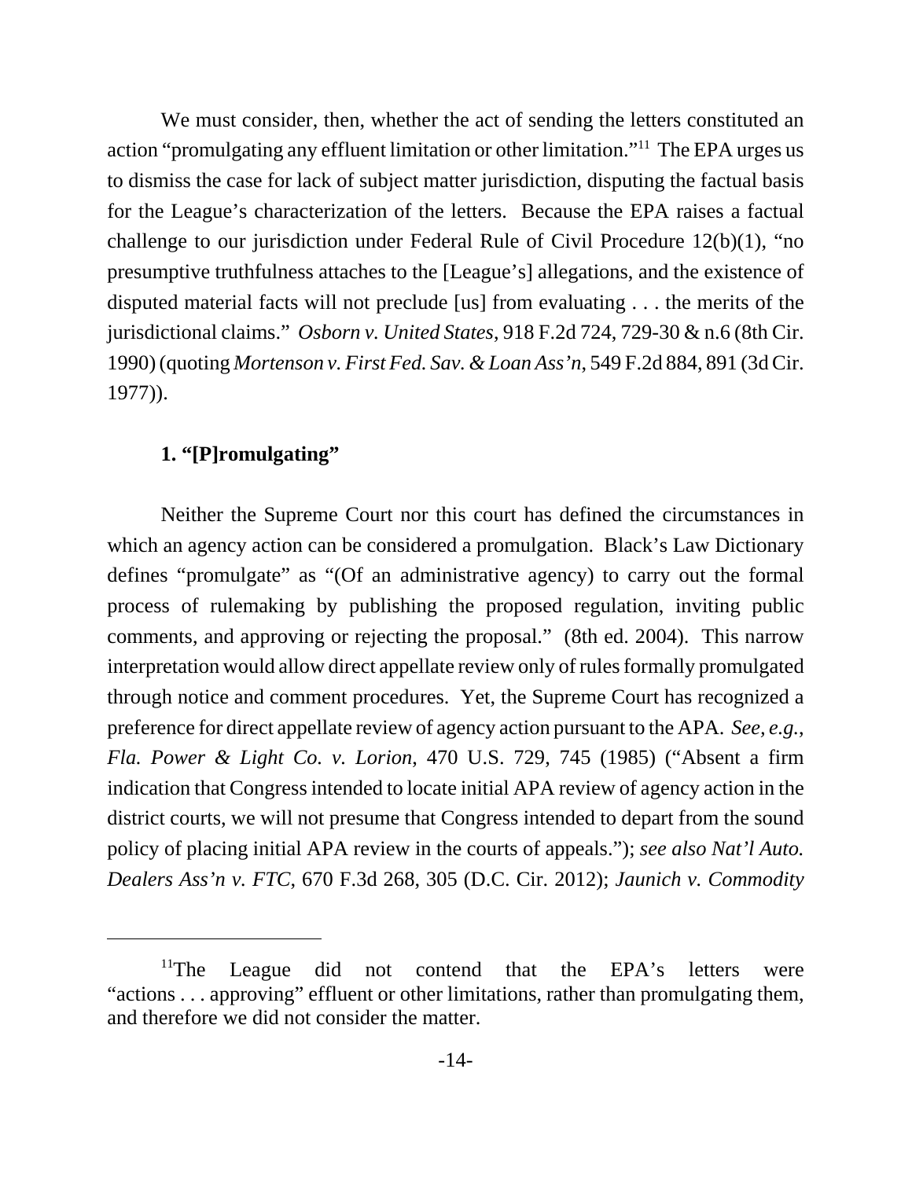We must consider, then, whether the act of sending the letters constituted an action "promulgating any effluent limitation or other limitation."[11] The EPA urges us to dismiss the case for lack of subject matter jurisdiction, disputing the factual basis for the League's characterization of the letters. Because the EPA raises a factual challenge to our jurisdiction under Federal Rule of Civil Procedure 12(b)(1), "no presumptive truthfulness attaches to the [League's] allegations, and the existence of disputed material facts will not preclude [us] from evaluating . . . the merits of the jurisdictional claims." *Osborn v. United States*, 918 F.2d 724, 729-30 & n.6 (8th Cir. 1990) (quoting *Mortenson v. First Fed. Sav. & Loan Ass'n*, 549 F.2d 884, 891 (3d Cir. 1977)).

### 1. "[P]romulgating"

Neither the Supreme Court nor this court has defined the circumstances in which an agency action can be considered a promulgation. Black's Law Dictionary defines "promulgate" as "(Of an administrative agency) to carry out the formal process of rulemaking by publishing the proposed regulation, inviting public comments, and approving or rejecting the proposal." (8th ed. 2004). This narrow interpretation would allow direct appellate review only of rules formally promulgated through notice and comment procedures. Yet, the Supreme Court has recognized a preference for direct appellate review of agency action pursuant to the APA. *See, e.g.*, *Fla. Power & Light Co. v. Lorion*, 470 U.S. 729, 745 (1985) ("Absent a firm indication that Congress intended to locate initial APA review of agency action in the district courts, we will not presume that Congress intended to depart from the sound policy of placing initial APA review in the courts of appeals."); *see also Nat'l Auto. Dealers Ass'n v. FTC*, 670 F.3d 268, 305 (D.C. Cir. 2012); *Jaunich v. Commodity*

---

[11] The League did not contend that the EPA's letters were "actions . . . approving" effluent or other limitations, rather than promulgating them, and therefore we did not consider the matter.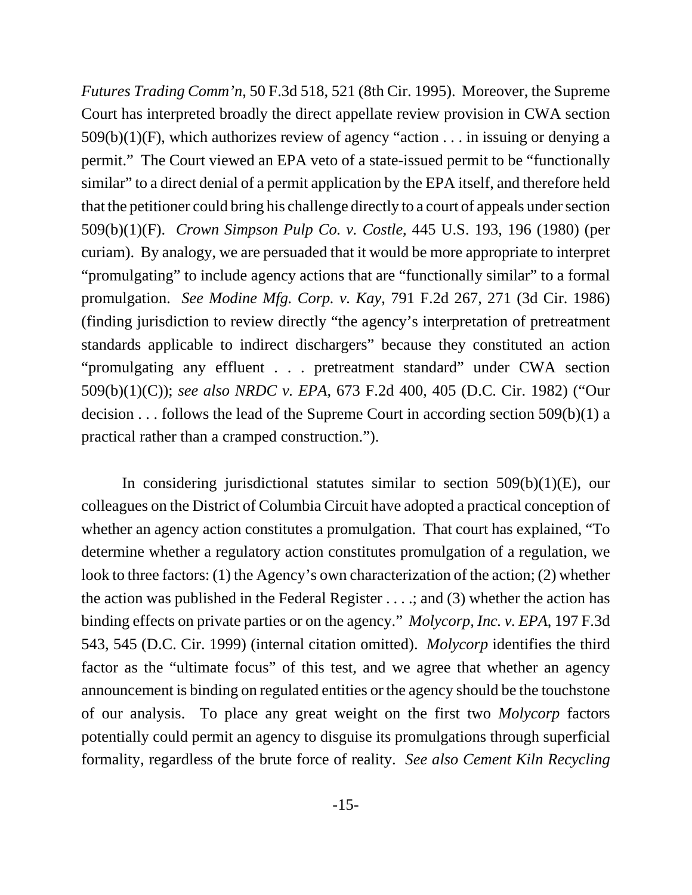*Futures Trading Comm'n*, 50 F.3d 518, 521 (8th Cir. 1995). Moreover, the Supreme Court has interpreted broadly the direct appellate review provision in CWA section 509(b)(1)(F), which authorizes review of agency "action . . . in issuing or denying a permit." The Court viewed an EPA veto of a state-issued permit to be "functionally similar" to a direct denial of a permit application by the EPA itself, and therefore held that the petitioner could bring his challenge directly to a court of appeals under section 509(b)(1)(F). *Crown Simpson Pulp Co. v. Costle*, 445 U.S. 193, 196 (1980) (per curiam). By analogy, we are persuaded that it would be more appropriate to interpret "promulgating" to include agency actions that are "functionally similar" to a formal promulgation. *See Modine Mfg. Corp. v. Kay*, 791 F.2d 267, 271 (3d Cir. 1986) (finding jurisdiction to review directly "the agency's interpretation of pretreatment standards applicable to indirect dischargers" because they constituted an action "promulgating any effluent . . . pretreatment standard" under CWA section 509(b)(1)(C)); *see also NRDC v. EPA*, 673 F.2d 400, 405 (D.C. Cir. 1982) ("Our decision . . . follows the lead of the Supreme Court in according section 509(b)(1) a practical rather than a cramped construction.").

In considering jurisdictional statutes similar to section 509(b)(1)(E), our colleagues on the District of Columbia Circuit have adopted a practical conception of whether an agency action constitutes a promulgation. That court has explained, "To determine whether a regulatory action constitutes promulgation of a regulation, we look to three factors: (1) the Agency's own characterization of the action; (2) whether the action was published in the Federal Register . . . .; and (3) whether the action has binding effects on private parties or on the agency." *Molycorp, Inc. v. EPA*, 197 F.3d 543, 545 (D.C. Cir. 1999) (internal citation omitted). *Molycorp* identifies the third factor as the "ultimate focus" of this test, and we agree that whether an agency announcement is binding on regulated entities or the agency should be the touchstone of our analysis. To place any great weight on the first two *Molycorp* factors potentially could permit an agency to disguise its promulgations through superficial formality, regardless of the brute force of reality. *See also Cement Kiln Recycling*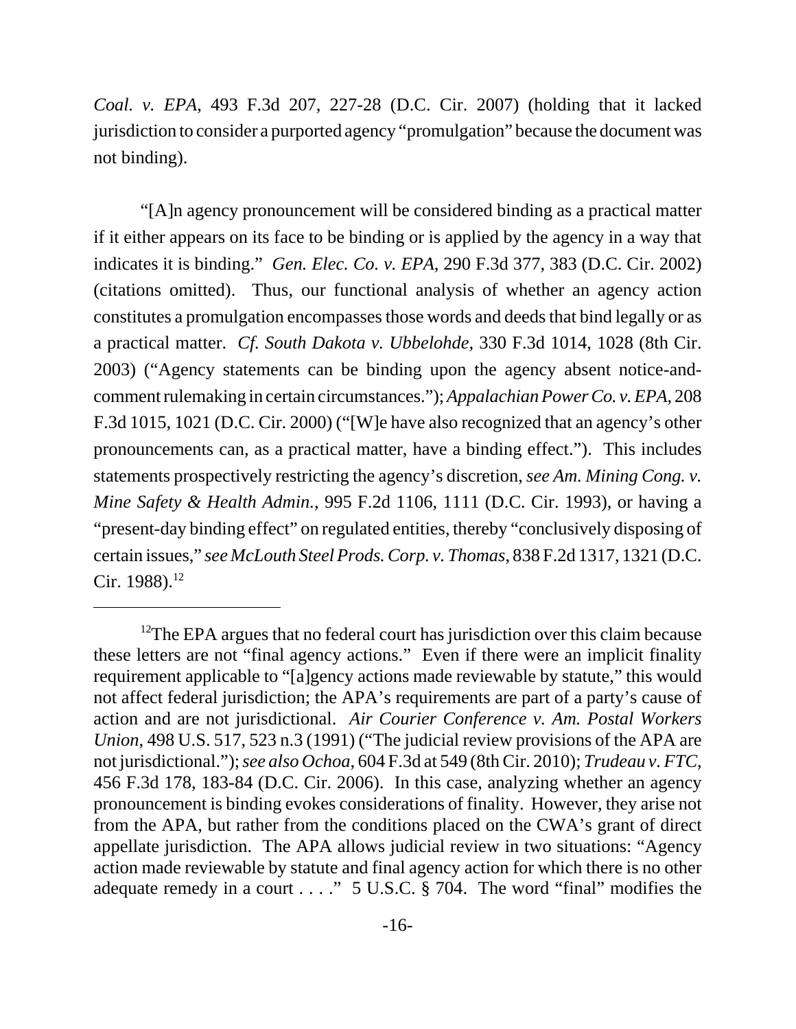*Coal. v. EPA*, 493 F.3d 207, 227-28 (D.C. Cir. 2007) (holding that it lacked jurisdiction to consider a purported agency "promulgation" because the document was not binding).

"[A]n agency pronouncement will be considered binding as a practical matter if it either appears on its face to be binding or is applied by the agency in a way that indicates it is binding." *Gen. Elec. Co. v. EPA*, 290 F.3d 377, 383 (D.C. Cir. 2002) (citations omitted). Thus, our functional analysis of whether an agency action constitutes a promulgation encompasses those words and deeds that bind legally or as a practical matter. *Cf. South Dakota v. Ubbelohde*, 330 F.3d 1014, 1028 (8th Cir. 2003) ("Agency statements can be binding upon the agency absent notice-and-comment rulemaking in certain circumstances."); *Appalachian Power Co. v. EPA*, 208 F.3d 1015, 1021 (D.C. Cir. 2000) ("[W]e have also recognized that an agency's other pronouncements can, as a practical matter, have a binding effect."). This includes statements prospectively restricting the agency's discretion, *see Am. Mining Cong. v. Mine Safety & Health Admin.*, 995 F.2d 1106, 1111 (D.C. Cir. 1993), or having a "present-day binding effect" on regulated entities, thereby "conclusively disposing of certain issues," *see McLouth Steel Prods. Corp. v. Thomas*, 838 F.2d 1317, 1321 (D.C. Cir. 1988).[12]

---

[12]The EPA argues that no federal court has jurisdiction over this claim because these letters are not "final agency actions." Even if there were an implicit finality requirement applicable to "[a]gency actions made reviewable by statute," this would not affect federal jurisdiction; the APA's requirements are part of a party's cause of action and are not jurisdictional. *Air Courier Conference v. Am. Postal Workers Union*, 498 U.S. 517, 523 n.3 (1991) ("The judicial review provisions of the APA are not jurisdictional."); *see also Ochoa*, 604 F.3d at 549 (8th Cir. 2010); *Trudeau v. FTC*, 456 F.3d 178, 183-84 (D.C. Cir. 2006). In this case, analyzing whether an agency pronouncement is binding evokes considerations of finality. However, they arise not from the APA, but rather from the conditions placed on the CWA's grant of direct appellate jurisdiction. The APA allows judicial review in two situations: "Agency action made reviewable by statute and final agency action for which there is no other adequate remedy in a court . . . ." 5 U.S.C. § 704. The word "final" modifies the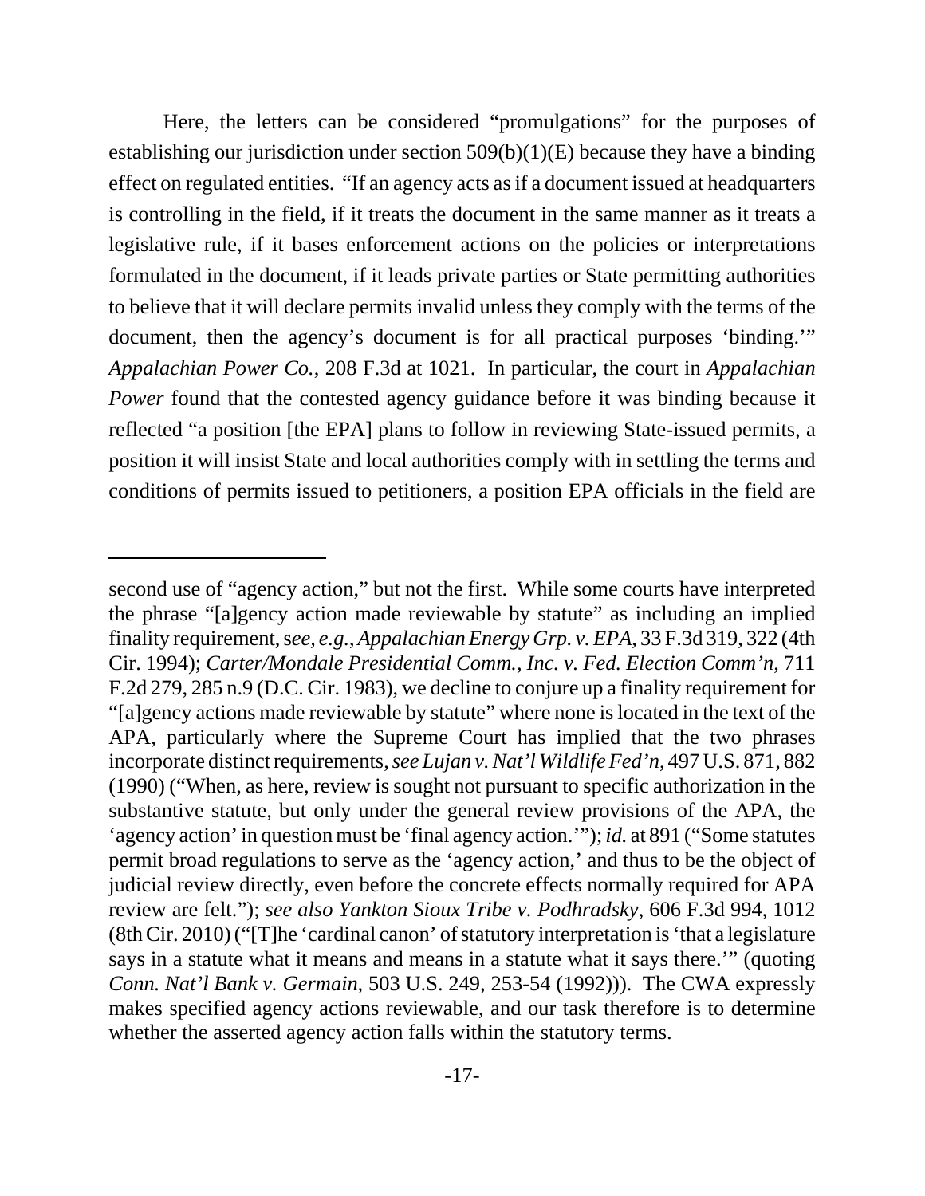Here, the letters can be considered "promulgations" for the purposes of establishing our jurisdiction under section 509(b)(1)(E) because they have a binding effect on regulated entities. "If an agency acts as if a document issued at headquarters is controlling in the field, if it treats the document in the same manner as it treats a legislative rule, if it bases enforcement actions on the policies or interpretations formulated in the document, if it leads private parties or State permitting authorities to believe that it will declare permits invalid unless they comply with the terms of the document, then the agency's document is for all practical purposes 'binding.'" *Appalachian Power Co.*, 208 F.3d at 1021. In particular, the court in *Appalachian Power* found that the contested agency guidance before it was binding because it reflected "a position [the EPA] plans to follow in reviewing State-issued permits, a position it will insist State and local authorities comply with in settling the terms and conditions of permits issued to petitioners, a position EPA officials in the field are

---

second use of "agency action," but not the first. While some courts have interpreted the phrase "[a]gency action made reviewable by statute" as including an implied finality requirement, *see, e.g.*, *Appalachian Energy Grp. v. EPA*, 33 F.3d 319, 322 (4th Cir. 1994); *Carter/Mondale Presidential Comm., Inc. v. Fed. Election Comm'n*, 711 F.2d 279, 285 n.9 (D.C. Cir. 1983), we decline to conjure up a finality requirement for "[a]gency actions made reviewable by statute" where none is located in the text of the APA, particularly where the Supreme Court has implied that the two phrases incorporate distinct requirements, *see Lujan v. Nat'l Wildlife Fed'n*, 497 U.S. 871, 882 (1990) ("When, as here, review is sought not pursuant to specific authorization in the substantive statute, but only under the general review provisions of the APA, the 'agency action' in question must be 'final agency action.'"); *id.* at 891 ("Some statutes permit broad regulations to serve as the 'agency action,' and thus to be the object of judicial review directly, even before the concrete effects normally required for APA review are felt."); *see also Yankton Sioux Tribe v. Podhradsky*, 606 F.3d 994, 1012 (8th Cir. 2010) ("[T]he 'cardinal canon' of statutory interpretation is 'that a legislature says in a statute what it means and means in a statute what it says there.'" (quoting *Conn. Nat'l Bank v. Germain*, 503 U.S. 249, 253-54 (1992))). The CWA expressly makes specified agency actions reviewable, and our task therefore is to determine whether the asserted agency action falls within the statutory terms.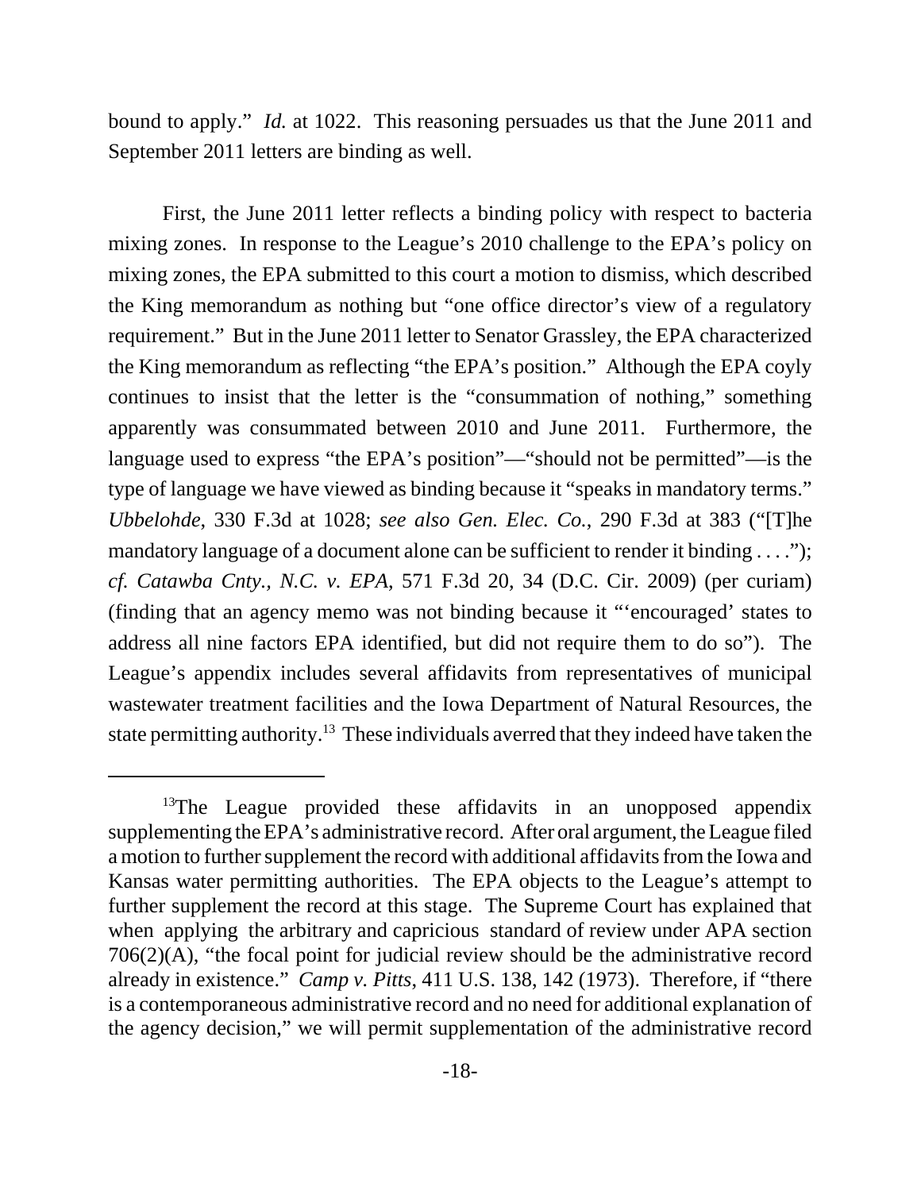bound to apply." *Id.* at 1022. This reasoning persuades us that the June 2011 and September 2011 letters are binding as well.

First, the June 2011 letter reflects a binding policy with respect to bacteria mixing zones. In response to the League's 2010 challenge to the EPA's policy on mixing zones, the EPA submitted to this court a motion to dismiss, which described the King memorandum as nothing but "one office director's view of a regulatory requirement." But in the June 2011 letter to Senator Grassley, the EPA characterized the King memorandum as reflecting "the EPA's position." Although the EPA coyly continues to insist that the letter is the "consummation of nothing," something apparently was consummated between 2010 and June 2011. Furthermore, the language used to express "the EPA's position"—"should not be permitted"—is the type of language we have viewed as binding because it "speaks in mandatory terms." *Ubbelohde*, 330 F.3d at 1028; *see also Gen. Elec. Co.*, 290 F.3d at 383 ("[T]he mandatory language of a document alone can be sufficient to render it binding . . . ."); *cf. Catawba Cnty., N.C. v. EPA*, 571 F.3d 20, 34 (D.C. Cir. 2009) (per curiam) (finding that an agency memo was not binding because it "'encouraged' states to address all nine factors EPA identified, but did not require them to do so"). The League's appendix includes several affidavits from representatives of municipal wastewater treatment facilities and the Iowa Department of Natural Resources, the state permitting authority.[13] These individuals averred that they indeed have taken the

---

[13]The League provided these affidavits in an unopposed appendix supplementing the EPA's administrative record. After oral argument, the League filed a motion to further supplement the record with additional affidavits from the Iowa and Kansas water permitting authorities. The EPA objects to the League's attempt to further supplement the record at this stage. The Supreme Court has explained that when applying the arbitrary and capricious standard of review under APA section 706(2)(A), "the focal point for judicial review should be the administrative record already in existence." *Camp v. Pitts*, 411 U.S. 138, 142 (1973). Therefore, if "there is a contemporaneous administrative record and no need for additional explanation of the agency decision," we will permit supplementation of the administrative record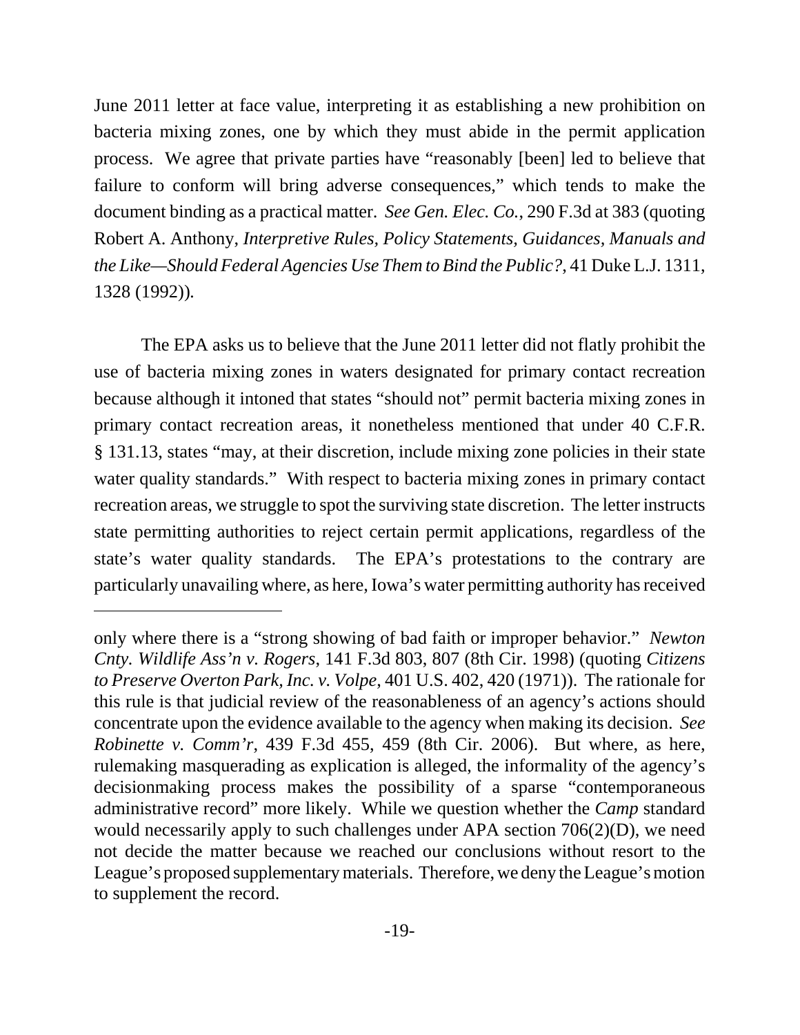June 2011 letter at face value, interpreting it as establishing a new prohibition on bacteria mixing zones, one by which they must abide in the permit application process. We agree that private parties have "reasonably [been] led to believe that failure to conform will bring adverse consequences," which tends to make the document binding as a practical matter. *See Gen. Elec. Co.*, 290 F.3d at 383 (quoting Robert A. Anthony, *Interpretive Rules, Policy Statements, Guidances, Manuals and the Like—Should Federal Agencies Use Them to Bind the Public?*, 41 Duke L.J. 1311, 1328 (1992)).

The EPA asks us to believe that the June 2011 letter did not flatly prohibit the use of bacteria mixing zones in waters designated for primary contact recreation because although it intoned that states "should not" permit bacteria mixing zones in primary contact recreation areas, it nonetheless mentioned that under 40 C.F.R. § 131.13, states "may, at their discretion, include mixing zone policies in their state water quality standards." With respect to bacteria mixing zones in primary contact recreation areas, we struggle to spot the surviving state discretion. The letter instructs state permitting authorities to reject certain permit applications, regardless of the state's water quality standards. The EPA's protestations to the contrary are particularly unavailing where, as here, Iowa's water permitting authority has received

---

only where there is a "strong showing of bad faith or improper behavior." *Newton Cnty. Wildlife Ass'n v. Rogers*, 141 F.3d 803, 807 (8th Cir. 1998) (quoting *Citizens to Preserve Overton Park, Inc. v. Volpe*, 401 U.S. 402, 420 (1971)). The rationale for this rule is that judicial review of the reasonableness of an agency's actions should concentrate upon the evidence available to the agency when making its decision. *See Robinette v. Comm'r*, 439 F.3d 455, 459 (8th Cir. 2006). But where, as here, rulemaking masquerading as explication is alleged, the informality of the agency's decisionmaking process makes the possibility of a sparse "contemporaneous administrative record" more likely. While we question whether the *Camp* standard would necessarily apply to such challenges under APA section 706(2)(D), we need not decide the matter because we reached our conclusions without resort to the League's proposed supplementary materials. Therefore, we deny the League's motion to supplement the record.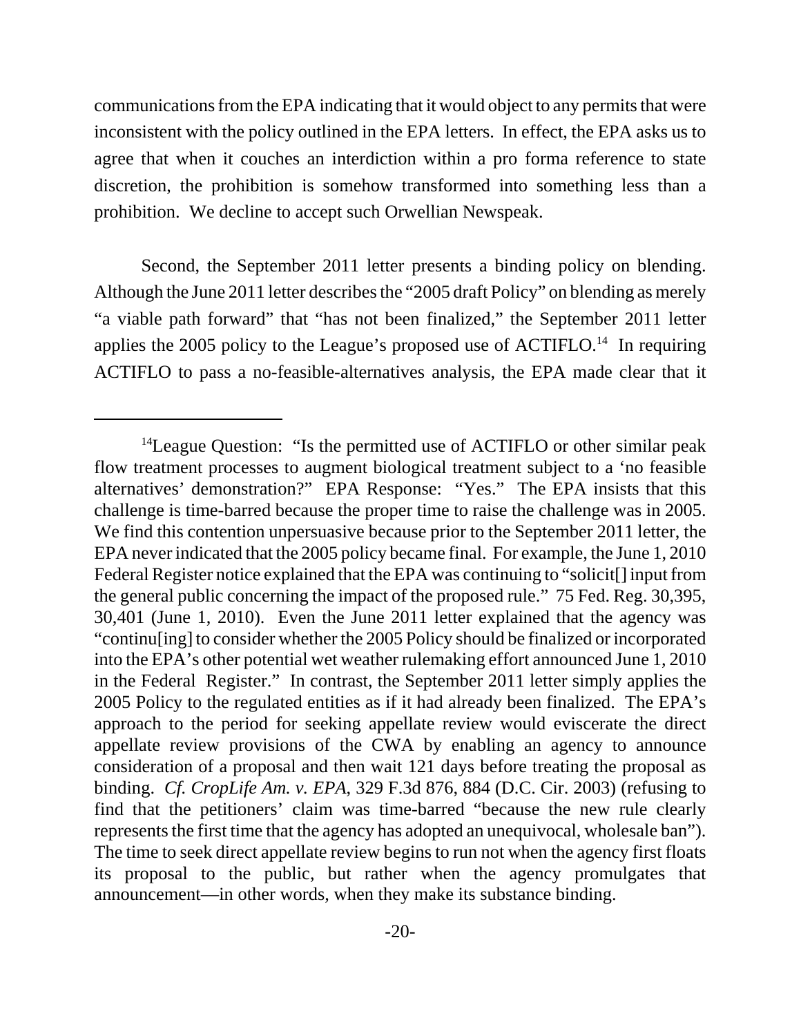communications from the EPA indicating that it would object to any permits that were inconsistent with the policy outlined in the EPA letters. In effect, the EPA asks us to agree that when it couches an interdiction within a pro forma reference to state discretion, the prohibition is somehow transformed into something less than a prohibition. We decline to accept such Orwellian Newspeak.

Second, the September 2011 letter presents a binding policy on blending. Although the June 2011 letter describes the "2005 draft Policy" on blending as merely "a viable path forward" that "has not been finalized," the September 2011 letter applies the 2005 policy to the League's proposed use of ACTIFLO.[14] In requiring ACTIFLO to pass a no-feasible-alternatives analysis, the EPA made clear that it

---

[14]League Question: "Is the permitted use of ACTIFLO or other similar peak flow treatment processes to augment biological treatment subject to a 'no feasible alternatives' demonstration?" EPA Response: "Yes." The EPA insists that this challenge is time-barred because the proper time to raise the challenge was in 2005. We find this contention unpersuasive because prior to the September 2011 letter, the EPA never indicated that the 2005 policy became final. For example, the June 1, 2010 Federal Register notice explained that the EPA was continuing to "solicit[] input from the general public concerning the impact of the proposed rule." 75 Fed. Reg. 30,395, 30,401 (June 1, 2010). Even the June 2011 letter explained that the agency was "continu[ing] to consider whether the 2005 Policy should be finalized or incorporated into the EPA's other potential wet weather rulemaking effort announced June 1, 2010 in the Federal Register." In contrast, the September 2011 letter simply applies the 2005 Policy to the regulated entities as if it had already been finalized. The EPA's approach to the period for seeking appellate review would eviscerate the direct appellate review provisions of the CWA by enabling an agency to announce consideration of a proposal and then wait 121 days before treating the proposal as binding. *Cf. CropLife Am. v. EPA*, 329 F.3d 876, 884 (D.C. Cir. 2003) (refusing to find that the petitioners' claim was time-barred "because the new rule clearly represents the first time that the agency has adopted an unequivocal, wholesale ban"). The time to seek direct appellate review begins to run not when the agency first floats its proposal to the public, but rather when the agency promulgates that announcement—in other words, when they make its substance binding.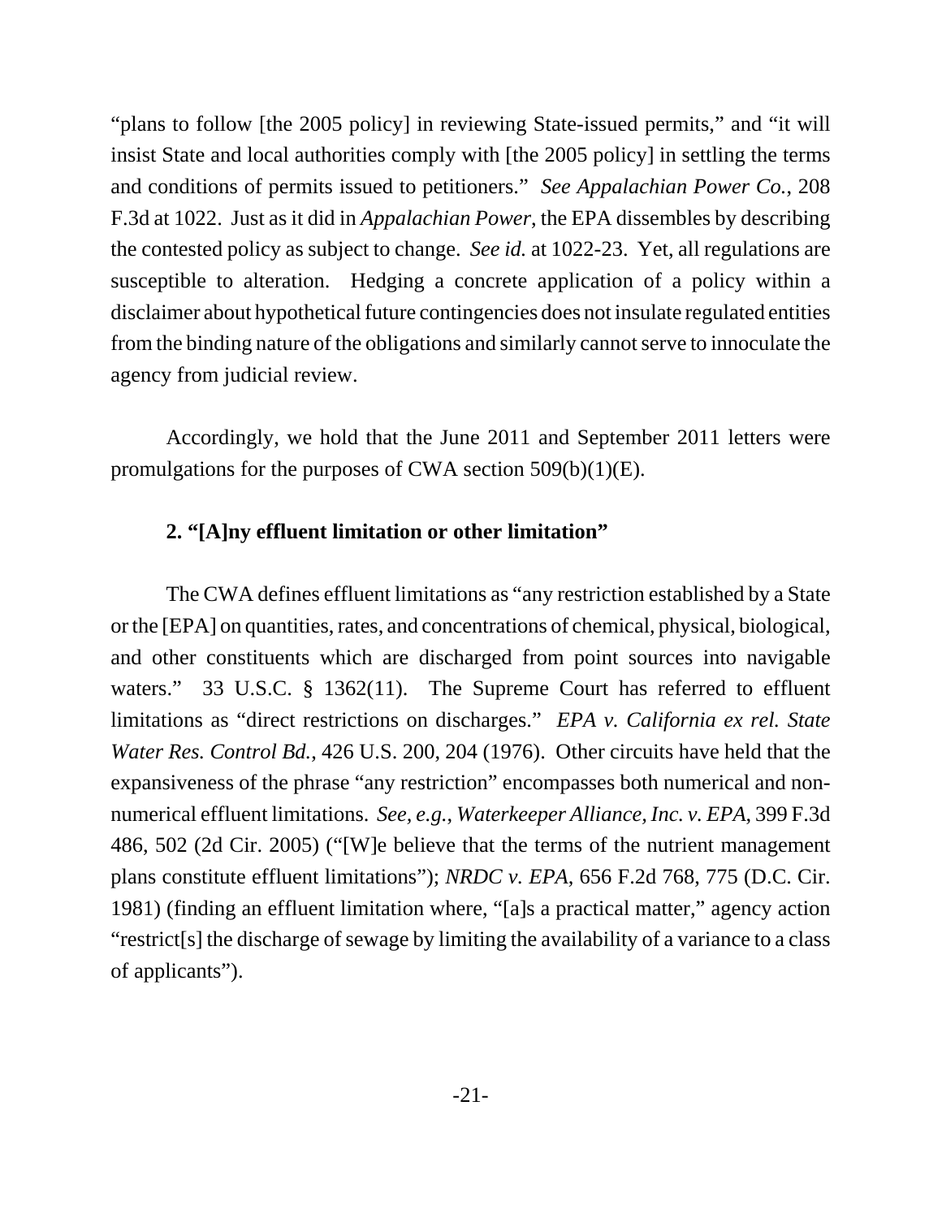"plans to follow [the 2005 policy] in reviewing State-issued permits," and "it will insist State and local authorities comply with [the 2005 policy] in settling the terms and conditions of permits issued to petitioners." *See Appalachian Power Co.*, 208 F.3d at 1022. Just as it did in *Appalachian Power*, the EPA dissembles by describing the contested policy as subject to change. *See id.* at 1022-23. Yet, all regulations are susceptible to alteration. Hedging a concrete application of a policy within a disclaimer about hypothetical future contingencies does not insulate regulated entities from the binding nature of the obligations and similarly cannot serve to innoculate the agency from judicial review.

Accordingly, we hold that the June 2011 and September 2011 letters were promulgations for the purposes of CWA section 509(b)(1)(E).

**2. "[A]ny effluent limitation or other limitation"**

The CWA defines effluent limitations as "any restriction established by a State or the [EPA] on quantities, rates, and concentrations of chemical, physical, biological, and other constituents which are discharged from point sources into navigable waters." 33 U.S.C. § 1362(11). The Supreme Court has referred to effluent limitations as "direct restrictions on discharges." *EPA v. California ex rel. State Water Res. Control Bd.*, 426 U.S. 200, 204 (1976). Other circuits have held that the expansiveness of the phrase "any restriction" encompasses both numerical and non-numerical effluent limitations. *See, e.g., Waterkeeper Alliance, Inc. v. EPA*, 399 F.3d 486, 502 (2d Cir. 2005) ("[W]e believe that the terms of the nutrient management plans constitute effluent limitations"); *NRDC v. EPA*, 656 F.2d 768, 775 (D.C. Cir. 1981) (finding an effluent limitation where, "[a]s a practical matter," agency action "restrict[s] the discharge of sewage by limiting the availability of a variance to a class of applicants").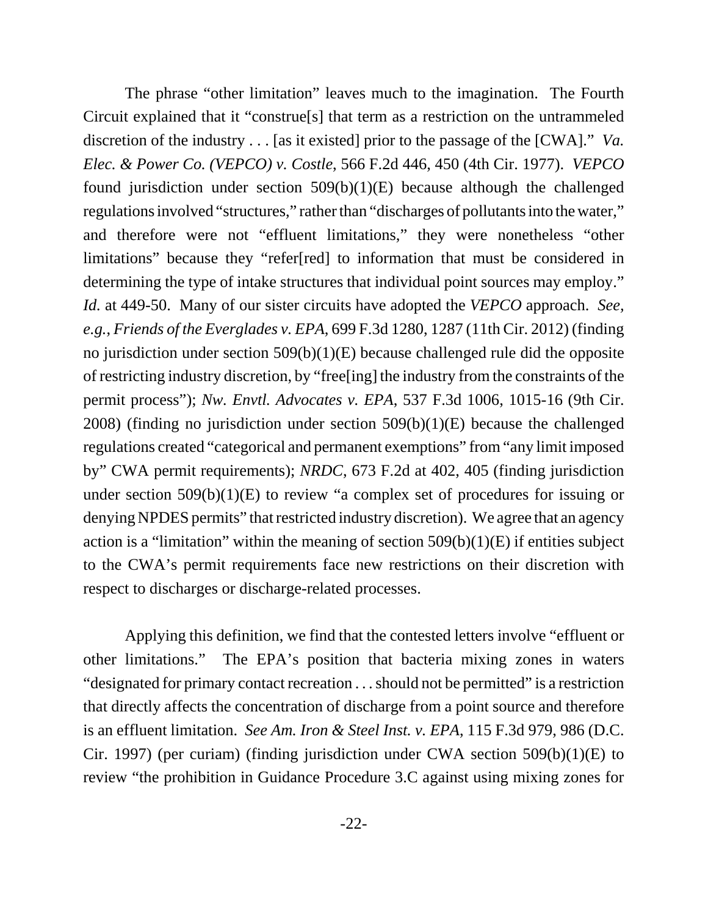The phrase "other limitation" leaves much to the imagination. The Fourth Circuit explained that it "construe[s] that term as a restriction on the untrammeled discretion of the industry . . . [as it existed] prior to the passage of the [CWA]." *Va. Elec. & Power Co. (VEPCO) v. Costle*, 566 F.2d 446, 450 (4th Cir. 1977). *VEPCO* found jurisdiction under section 509(b)(1)(E) because although the challenged regulations involved "structures," rather than "discharges of pollutants into the water," and therefore were not "effluent limitations," they were nonetheless "other limitations" because they "refer[red] to information that must be considered in determining the type of intake structures that individual point sources may employ." *Id.* at 449-50. Many of our sister circuits have adopted the *VEPCO* approach. *See, e.g.*, *Friends of the Everglades v. EPA*, 699 F.3d 1280, 1287 (11th Cir. 2012) (finding no jurisdiction under section 509(b)(1)(E) because challenged rule did the opposite of restricting industry discretion, by "free[ing] the industry from the constraints of the permit process"); *Nw. Envtl. Advocates v. EPA*, 537 F.3d 1006, 1015-16 (9th Cir. 2008) (finding no jurisdiction under section 509(b)(1)(E) because the challenged regulations created "categorical and permanent exemptions" from "any limit imposed by" CWA permit requirements); *NRDC*, 673 F.2d at 402, 405 (finding jurisdiction under section 509(b)(1)(E) to review "a complex set of procedures for issuing or denying NPDES permits" that restricted industry discretion). We agree that an agency action is a "limitation" within the meaning of section 509(b)(1)(E) if entities subject to the CWA's permit requirements face new restrictions on their discretion with respect to discharges or discharge-related processes.

Applying this definition, we find that the contested letters involve "effluent or other limitations." The EPA's position that bacteria mixing zones in waters "designated for primary contact recreation . . . should not be permitted" is a restriction that directly affects the concentration of discharge from a point source and therefore is an effluent limitation. *See Am. Iron & Steel Inst. v. EPA*, 115 F.3d 979, 986 (D.C. Cir. 1997) (per curiam) (finding jurisdiction under CWA section 509(b)(1)(E) to review "the prohibition in Guidance Procedure 3.C against using mixing zones for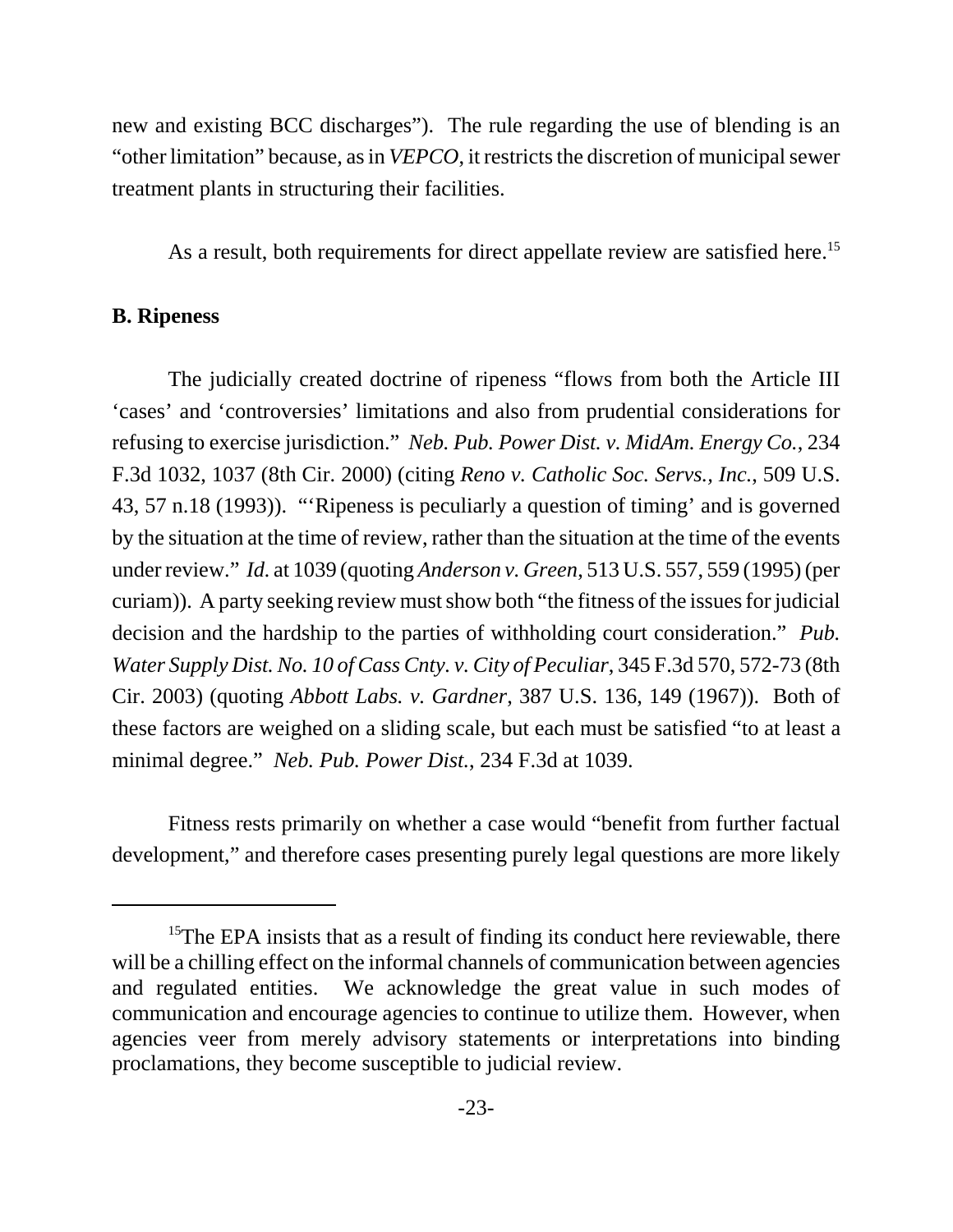new and existing BCC discharges"). The rule regarding the use of blending is an "other limitation" because, as in *VEPCO*, it restricts the discretion of municipal sewer treatment plants in structuring their facilities.

As a result, both requirements for direct appellate review are satisfied here.[15]

**B. Ripeness**

The judicially created doctrine of ripeness "flows from both the Article III 'cases' and 'controversies' limitations and also from prudential considerations for refusing to exercise jurisdiction." *Neb. Pub. Power Dist. v. MidAm. Energy Co.*, 234 F.3d 1032, 1037 (8th Cir. 2000) (citing *Reno v. Catholic Soc. Servs., Inc.*, 509 U.S. 43, 57 n.18 (1993)). "'Ripeness is peculiarly a question of timing' and is governed by the situation at the time of review, rather than the situation at the time of the events under review." *Id.* at 1039 (quoting *Anderson v. Green*, 513 U.S. 557, 559 (1995) (per curiam)). A party seeking review must show both "the fitness of the issues for judicial decision and the hardship to the parties of withholding court consideration." *Pub. Water Supply Dist. No. 10 of Cass Cnty. v. City of Peculiar*, 345 F.3d 570, 572-73 (8th Cir. 2003) (quoting *Abbott Labs. v. Gardner*, 387 U.S. 136, 149 (1967)). Both of these factors are weighed on a sliding scale, but each must be satisfied "to at least a minimal degree." *Neb. Pub. Power Dist.*, 234 F.3d at 1039.

Fitness rests primarily on whether a case would "benefit from further factual development," and therefore cases presenting purely legal questions are more likely

---

[15]The EPA insists that as a result of finding its conduct here reviewable, there will be a chilling effect on the informal channels of communication between agencies and regulated entities. We acknowledge the great value in such modes of communication and encourage agencies to continue to utilize them. However, when agencies veer from merely advisory statements or interpretations into binding proclamations, they become susceptible to judicial review.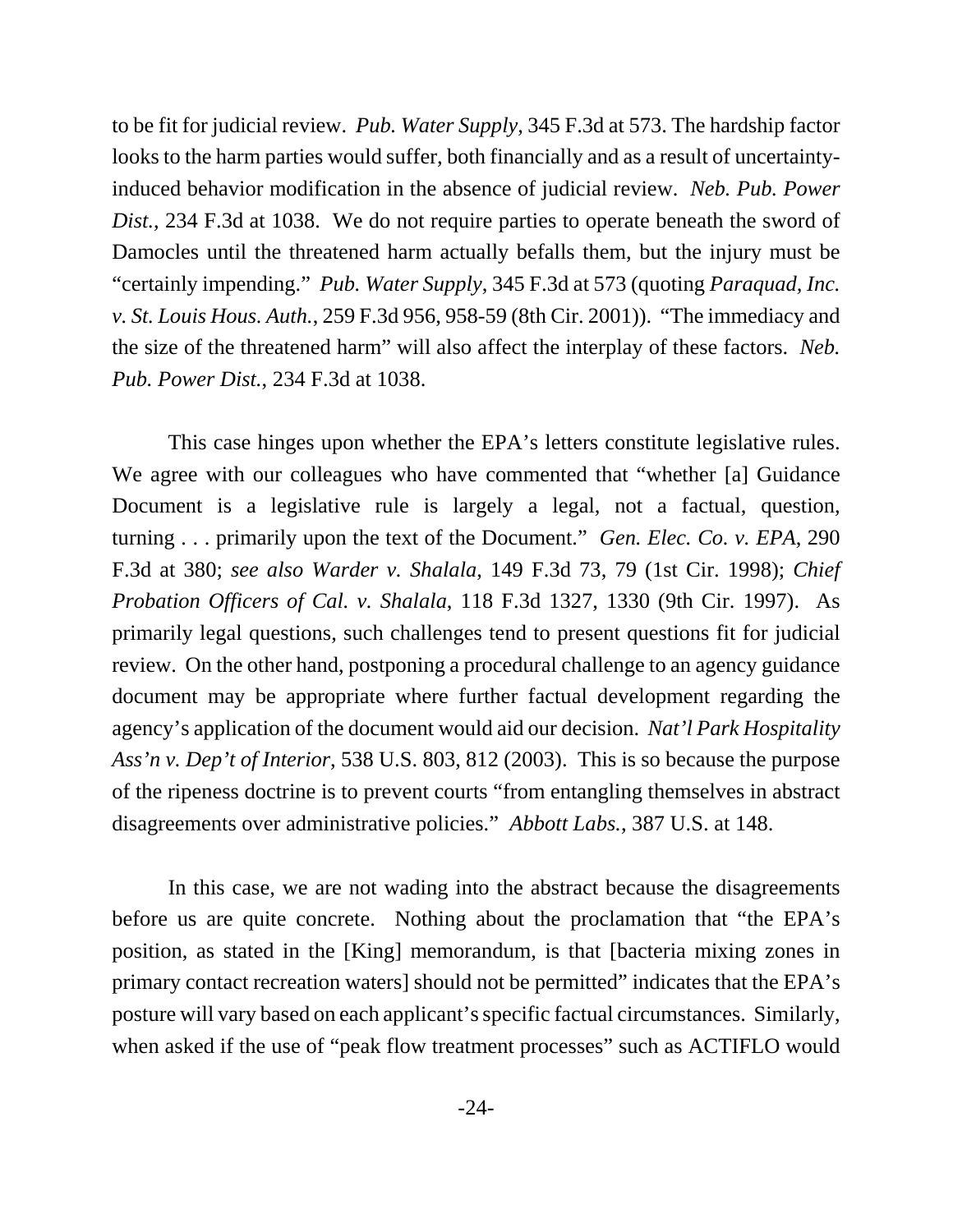to be fit for judicial review. *Pub. Water Supply*, 345 F.3d at 573. The hardship factor looks to the harm parties would suffer, both financially and as a result of uncertainty-induced behavior modification in the absence of judicial review. *Neb. Pub. Power Dist.*, 234 F.3d at 1038. We do not require parties to operate beneath the sword of Damocles until the threatened harm actually befalls them, but the injury must be "certainly impending." *Pub. Water Supply*, 345 F.3d at 573 (quoting *Paraquad, Inc. v. St. Louis Hous. Auth.*, 259 F.3d 956, 958-59 (8th Cir. 2001)). "The immediacy and the size of the threatened harm" will also affect the interplay of these factors. *Neb. Pub. Power Dist.*, 234 F.3d at 1038.

This case hinges upon whether the EPA's letters constitute legislative rules. We agree with our colleagues who have commented that "whether [a] Guidance Document is a legislative rule is largely a legal, not a factual, question, turning . . . primarily upon the text of the Document." *Gen. Elec. Co. v. EPA*, 290 F.3d at 380; *see also Warder v. Shalala*, 149 F.3d 73, 79 (1st Cir. 1998); *Chief Probation Officers of Cal. v. Shalala*, 118 F.3d 1327, 1330 (9th Cir. 1997). As primarily legal questions, such challenges tend to present questions fit for judicial review. On the other hand, postponing a procedural challenge to an agency guidance document may be appropriate where further factual development regarding the agency's application of the document would aid our decision. *Nat'l Park Hospitality Ass'n v. Dep't of Interior*, 538 U.S. 803, 812 (2003). This is so because the purpose of the ripeness doctrine is to prevent courts "from entangling themselves in abstract disagreements over administrative policies." *Abbott Labs.*, 387 U.S. at 148.

In this case, we are not wading into the abstract because the disagreements before us are quite concrete. Nothing about the proclamation that "the EPA's position, as stated in the [King] memorandum, is that [bacteria mixing zones in primary contact recreation waters] should not be permitted" indicates that the EPA's posture will vary based on each applicant's specific factual circumstances. Similarly, when asked if the use of "peak flow treatment processes" such as ACTIFLO would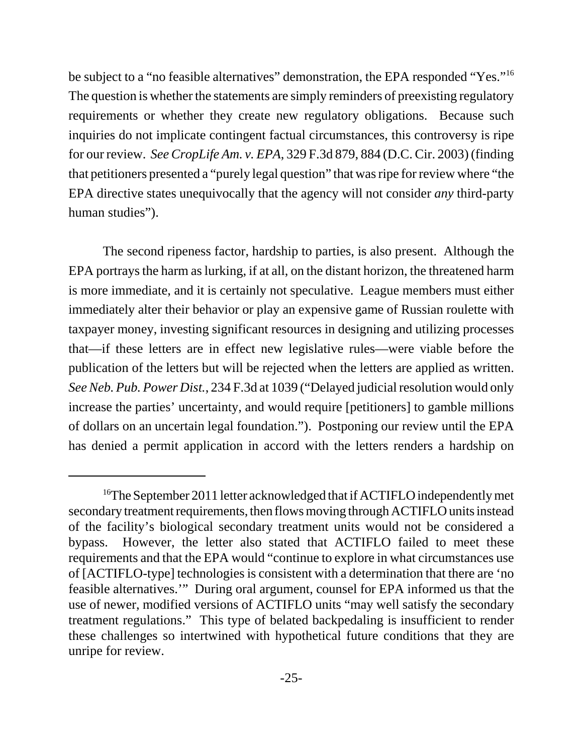be subject to a "no feasible alternatives" demonstration, the EPA responded "Yes."[16] The question is whether the statements are simply reminders of preexisting regulatory requirements or whether they create new regulatory obligations. Because such inquiries do not implicate contingent factual circumstances, this controversy is ripe for our review. *See CropLife Am. v. EPA*, 329 F.3d 879, 884 (D.C. Cir. 2003) (finding that petitioners presented a "purely legal question" that was ripe for review where "the EPA directive states unequivocally that the agency will not consider *any* third-party human studies").

The second ripeness factor, hardship to parties, is also present. Although the EPA portrays the harm as lurking, if at all, on the distant horizon, the threatened harm is more immediate, and it is certainly not speculative. League members must either immediately alter their behavior or play an expensive game of Russian roulette with taxpayer money, investing significant resources in designing and utilizing processes that—if these letters are in effect new legislative rules—were viable before the publication of the letters but will be rejected when the letters are applied as written. *See Neb. Pub. Power Dist.*, 234 F.3d at 1039 ("Delayed judicial resolution would only increase the parties' uncertainty, and would require [petitioners] to gamble millions of dollars on an uncertain legal foundation."). Postponing our review until the EPA has denied a permit application in accord with the letters renders a hardship on

---

[16]The September 2011 letter acknowledged that if ACTIFLO independently met secondary treatment requirements, then flows moving through ACTIFLO units instead of the facility's biological secondary treatment units would not be considered a bypass. However, the letter also stated that ACTIFLO failed to meet these requirements and that the EPA would "continue to explore in what circumstances use of [ACTIFLO-type] technologies is consistent with a determination that there are 'no feasible alternatives.'" During oral argument, counsel for EPA informed us that the use of newer, modified versions of ACTIFLO units "may well satisfy the secondary treatment regulations." This type of belated backpedaling is insufficient to render these challenges so intertwined with hypothetical future conditions that they are unripe for review.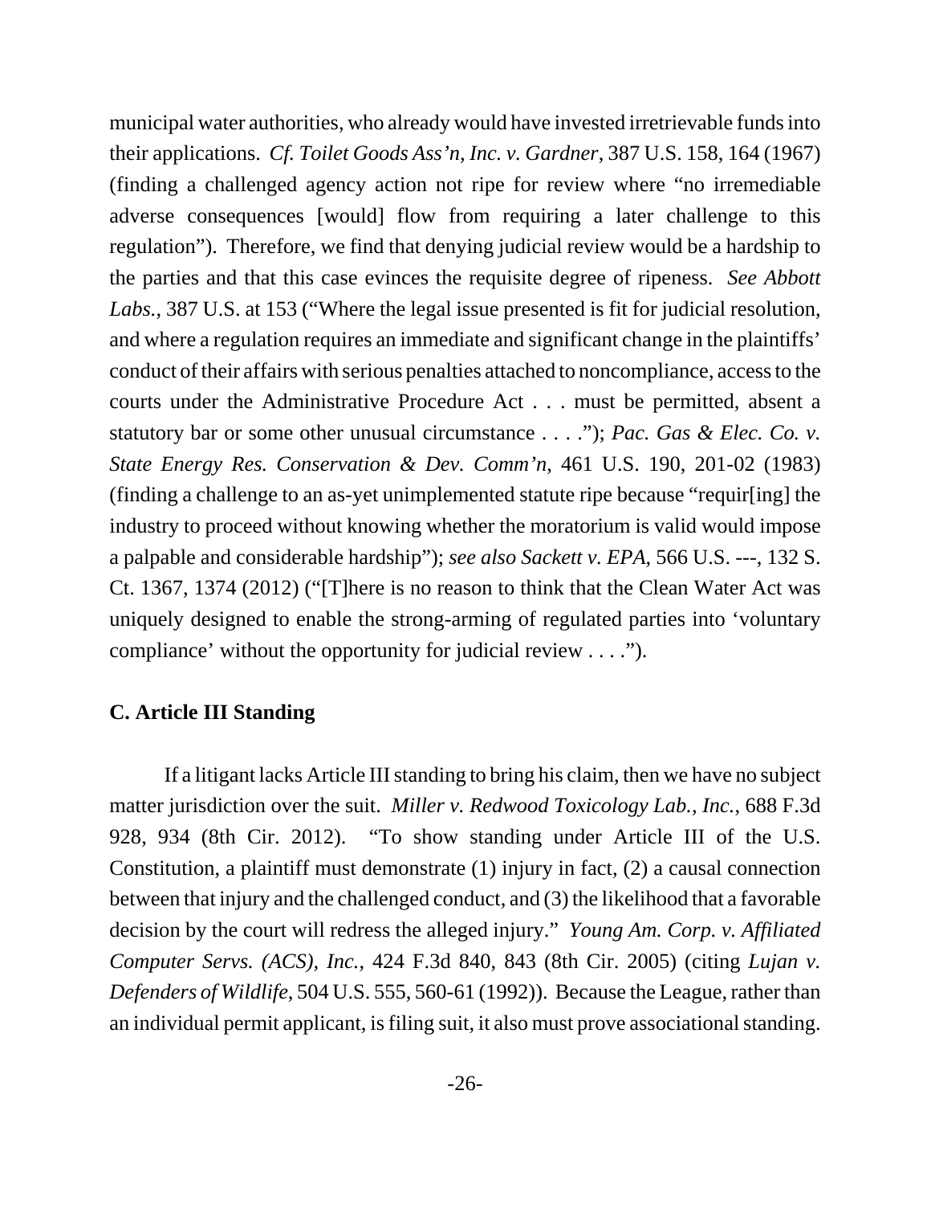municipal water authorities, who already would have invested irretrievable funds into their applications. *Cf. Toilet Goods Ass'n, Inc. v. Gardner*, 387 U.S. 158, 164 (1967) (finding a challenged agency action not ripe for review where "no irremediable adverse consequences [would] flow from requiring a later challenge to this regulation"). Therefore, we find that denying judicial review would be a hardship to the parties and that this case evinces the requisite degree of ripeness. *See Abbott Labs.*, 387 U.S. at 153 ("Where the legal issue presented is fit for judicial resolution, and where a regulation requires an immediate and significant change in the plaintiffs' conduct of their affairs with serious penalties attached to noncompliance, access to the courts under the Administrative Procedure Act . . . must be permitted, absent a statutory bar or some other unusual circumstance . . . ."); *Pac. Gas & Elec. Co. v. State Energy Res. Conservation & Dev. Comm'n*, 461 U.S. 190, 201-02 (1983) (finding a challenge to an as-yet unimplemented statute ripe because "requir[ing] the industry to proceed without knowing whether the moratorium is valid would impose a palpable and considerable hardship"); *see also Sackett v. EPA*, 566 U.S. ---, 132 S. Ct. 1367, 1374 (2012) ("[T]here is no reason to think that the Clean Water Act was uniquely designed to enable the strong-arming of regulated parties into 'voluntary compliance' without the opportunity for judicial review . . . .").

**C. Article III Standing**

If a litigant lacks Article III standing to bring his claim, then we have no subject matter jurisdiction over the suit. *Miller v. Redwood Toxicology Lab., Inc.*, 688 F.3d 928, 934 (8th Cir. 2012). "To show standing under Article III of the U.S. Constitution, a plaintiff must demonstrate (1) injury in fact, (2) a causal connection between that injury and the challenged conduct, and (3) the likelihood that a favorable decision by the court will redress the alleged injury." *Young Am. Corp. v. Affiliated Computer Servs. (ACS), Inc.*, 424 F.3d 840, 843 (8th Cir. 2005) (citing *Lujan v. Defenders of Wildlife*, 504 U.S. 555, 560-61 (1992)). Because the League, rather than an individual permit applicant, is filing suit, it also must prove associational standing.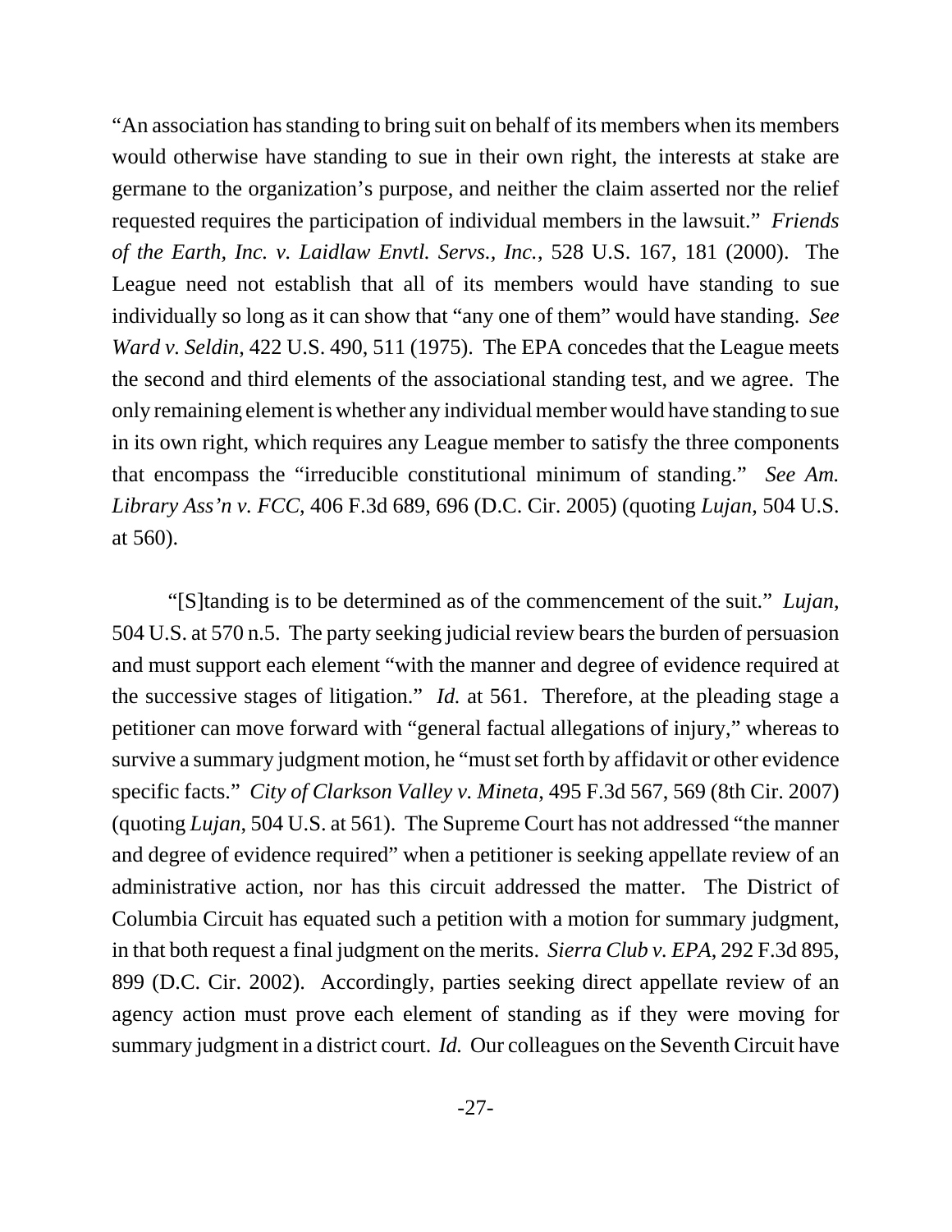"An association has standing to bring suit on behalf of its members when its members would otherwise have standing to sue in their own right, the interests at stake are germane to the organization's purpose, and neither the claim asserted nor the relief requested requires the participation of individual members in the lawsuit." *Friends of the Earth, Inc. v. Laidlaw Envtl. Servs., Inc.*, 528 U.S. 167, 181 (2000). The League need not establish that all of its members would have standing to sue individually so long as it can show that "any one of them" would have standing. *See Ward v. Seldin*, 422 U.S. 490, 511 (1975). The EPA concedes that the League meets the second and third elements of the associational standing test, and we agree. The only remaining element is whether any individual member would have standing to sue in its own right, which requires any League member to satisfy the three components that encompass the "irreducible constitutional minimum of standing." *See Am. Library Ass'n v. FCC*, 406 F.3d 689, 696 (D.C. Cir. 2005) (quoting *Lujan*, 504 U.S. at 560).

"[S]tanding is to be determined as of the commencement of the suit." *Lujan*, 504 U.S. at 570 n.5. The party seeking judicial review bears the burden of persuasion and must support each element "with the manner and degree of evidence required at the successive stages of litigation." *Id.* at 561. Therefore, at the pleading stage a petitioner can move forward with "general factual allegations of injury," whereas to survive a summary judgment motion, he "must set forth by affidavit or other evidence specific facts." *City of Clarkson Valley v. Mineta*, 495 F.3d 567, 569 (8th Cir. 2007) (quoting *Lujan*, 504 U.S. at 561). The Supreme Court has not addressed "the manner and degree of evidence required" when a petitioner is seeking appellate review of an administrative action, nor has this circuit addressed the matter. The District of Columbia Circuit has equated such a petition with a motion for summary judgment, in that both request a final judgment on the merits. *Sierra Club v. EPA*, 292 F.3d 895, 899 (D.C. Cir. 2002). Accordingly, parties seeking direct appellate review of an agency action must prove each element of standing as if they were moving for summary judgment in a district court. *Id.* Our colleagues on the Seventh Circuit have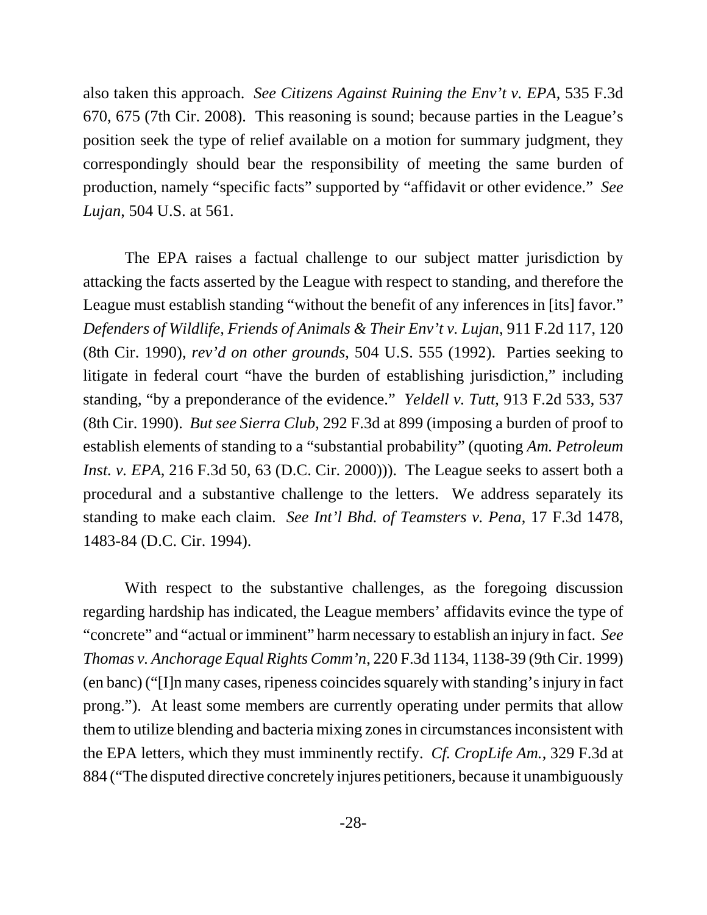also taken this approach. *See Citizens Against Ruining the Env't v. EPA*, 535 F.3d 670, 675 (7th Cir. 2008). This reasoning is sound; because parties in the League's position seek the type of relief available on a motion for summary judgment, they correspondingly should bear the responsibility of meeting the same burden of production, namely "specific facts" supported by "affidavit or other evidence." *See Lujan*, 504 U.S. at 561.

The EPA raises a factual challenge to our subject matter jurisdiction by attacking the facts asserted by the League with respect to standing, and therefore the League must establish standing "without the benefit of any inferences in [its] favor." *Defenders of Wildlife, Friends of Animals & Their Env't v. Lujan*, 911 F.2d 117, 120 (8th Cir. 1990), *rev'd on other grounds*, 504 U.S. 555 (1992). Parties seeking to litigate in federal court "have the burden of establishing jurisdiction," including standing, "by a preponderance of the evidence." *Yeldell v. Tutt*, 913 F.2d 533, 537 (8th Cir. 1990). *But see Sierra Club*, 292 F.3d at 899 (imposing a burden of proof to establish elements of standing to a "substantial probability" (quoting *Am. Petroleum Inst. v. EPA*, 216 F.3d 50, 63 (D.C. Cir. 2000))). The League seeks to assert both a procedural and a substantive challenge to the letters. We address separately its standing to make each claim. *See Int'l Bhd. of Teamsters v. Pena*, 17 F.3d 1478, 1483-84 (D.C. Cir. 1994).

With respect to the substantive challenges, as the foregoing discussion regarding hardship has indicated, the League members' affidavits evince the type of "concrete" and "actual or imminent" harm necessary to establish an injury in fact. *See Thomas v. Anchorage Equal Rights Comm'n*, 220 F.3d 1134, 1138-39 (9th Cir. 1999) (en banc) ("[I]n many cases, ripeness coincides squarely with standing's injury in fact prong."). At least some members are currently operating under permits that allow them to utilize blending and bacteria mixing zones in circumstances inconsistent with the EPA letters, which they must imminently rectify. *Cf. CropLife Am.*, 329 F.3d at 884 ("The disputed directive concretely injures petitioners, because it unambiguously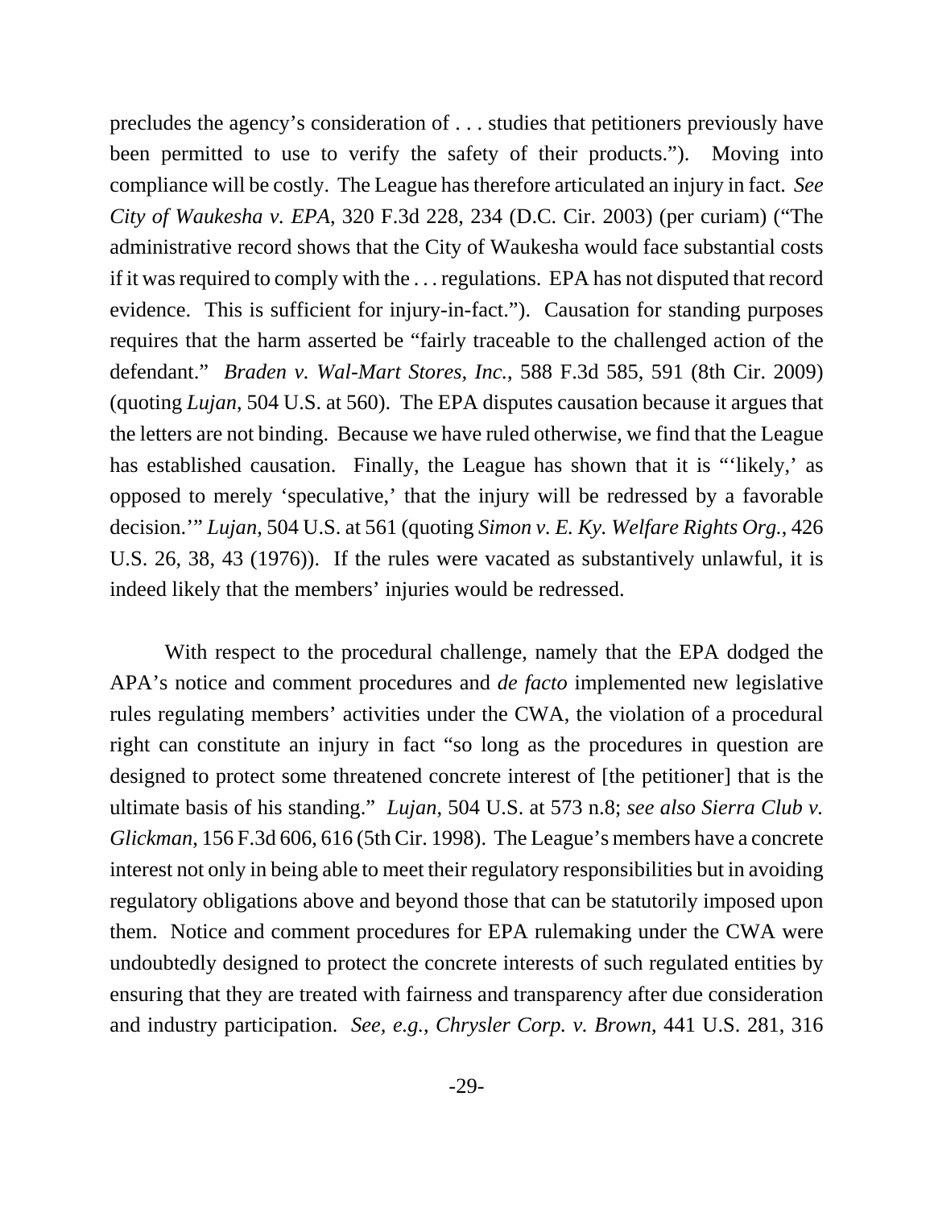precludes the agency's consideration of . . . studies that petitioners previously have been permitted to use to verify the safety of their products."). Moving into compliance will be costly. The League has therefore articulated an injury in fact. *See City of Waukesha v. EPA*, 320 F.3d 228, 234 (D.C. Cir. 2003) (per curiam) ("The administrative record shows that the City of Waukesha would face substantial costs if it was required to comply with the . . . regulations. EPA has not disputed that record evidence. This is sufficient for injury-in-fact."). Causation for standing purposes requires that the harm asserted be "fairly traceable to the challenged action of the defendant." *Braden v. Wal-Mart Stores, Inc.*, 588 F.3d 585, 591 (8th Cir. 2009) (quoting *Lujan*, 504 U.S. at 560). The EPA disputes causation because it argues that the letters are not binding. Because we have ruled otherwise, we find that the League has established causation. Finally, the League has shown that it is "'likely,' as opposed to merely 'speculative,' that the injury will be redressed by a favorable decision.'" *Lujan*, 504 U.S. at 561 (quoting *Simon v. E. Ky. Welfare Rights Org.*, 426 U.S. 26, 38, 43 (1976)). If the rules were vacated as substantively unlawful, it is indeed likely that the members' injuries would be redressed.

With respect to the procedural challenge, namely that the EPA dodged the APA's notice and comment procedures and *de facto* implemented new legislative rules regulating members' activities under the CWA, the violation of a procedural right can constitute an injury in fact "so long as the procedures in question are designed to protect some threatened concrete interest of [the petitioner] that is the ultimate basis of his standing." *Lujan*, 504 U.S. at 573 n.8; *see also Sierra Club v. Glickman*, 156 F.3d 606, 616 (5th Cir. 1998). The League's members have a concrete interest not only in being able to meet their regulatory responsibilities but in avoiding regulatory obligations above and beyond those that can be statutorily imposed upon them. Notice and comment procedures for EPA rulemaking under the CWA were undoubtedly designed to protect the concrete interests of such regulated entities by ensuring that they are treated with fairness and transparency after due consideration and industry participation. *See, e.g.*, *Chrysler Corp. v. Brown*, 441 U.S. 281, 316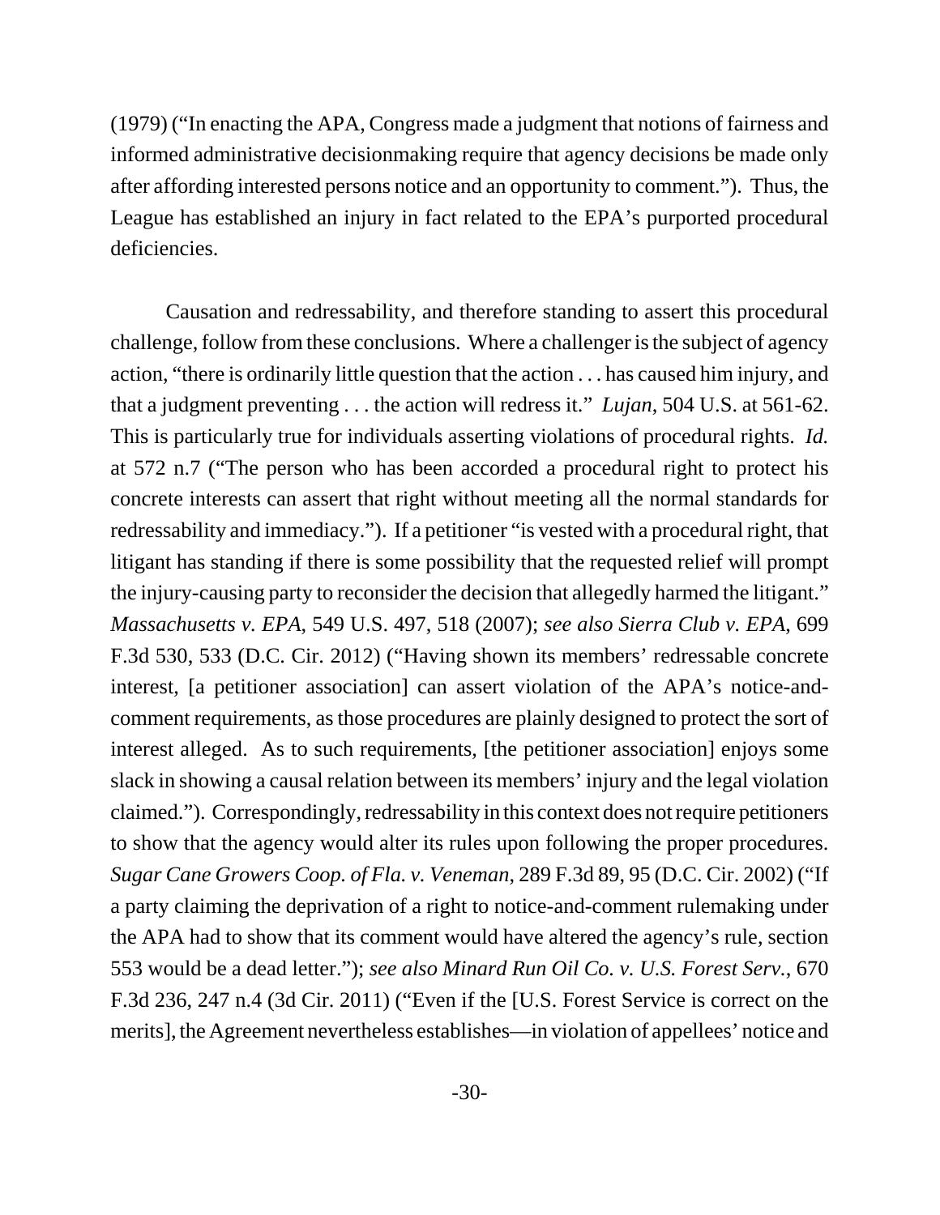(1979) ("In enacting the APA, Congress made a judgment that notions of fairness and informed administrative decisionmaking require that agency decisions be made only after affording interested persons notice and an opportunity to comment."). Thus, the League has established an injury in fact related to the EPA's purported procedural deficiencies.

Causation and redressability, and therefore standing to assert this procedural challenge, follow from these conclusions. Where a challenger is the subject of agency action, "there is ordinarily little question that the action . . . has caused him injury, and that a judgment preventing . . . the action will redress it." *Lujan*, 504 U.S. at 561-62. This is particularly true for individuals asserting violations of procedural rights. *Id.* at 572 n.7 ("The person who has been accorded a procedural right to protect his concrete interests can assert that right without meeting all the normal standards for redressability and immediacy."). If a petitioner "is vested with a procedural right, that litigant has standing if there is some possibility that the requested relief will prompt the injury-causing party to reconsider the decision that allegedly harmed the litigant." *Massachusetts v. EPA*, 549 U.S. 497, 518 (2007); *see also Sierra Club v. EPA*, 699 F.3d 530, 533 (D.C. Cir. 2012) ("Having shown its members' redressable concrete interest, [a petitioner association] can assert violation of the APA's notice-and-comment requirements, as those procedures are plainly designed to protect the sort of interest alleged. As to such requirements, [the petitioner association] enjoys some slack in showing a causal relation between its members' injury and the legal violation claimed."). Correspondingly, redressability in this context does not require petitioners to show that the agency would alter its rules upon following the proper procedures. *Sugar Cane Growers Coop. of Fla. v. Veneman*, 289 F.3d 89, 95 (D.C. Cir. 2002) ("If a party claiming the deprivation of a right to notice-and-comment rulemaking under the APA had to show that its comment would have altered the agency's rule, section 553 would be a dead letter."); *see also Minard Run Oil Co. v. U.S. Forest Serv.*, 670 F.3d 236, 247 n.4 (3d Cir. 2011) ("Even if the [U.S. Forest Service is correct on the merits], the Agreement nevertheless establishes—in violation of appellees' notice and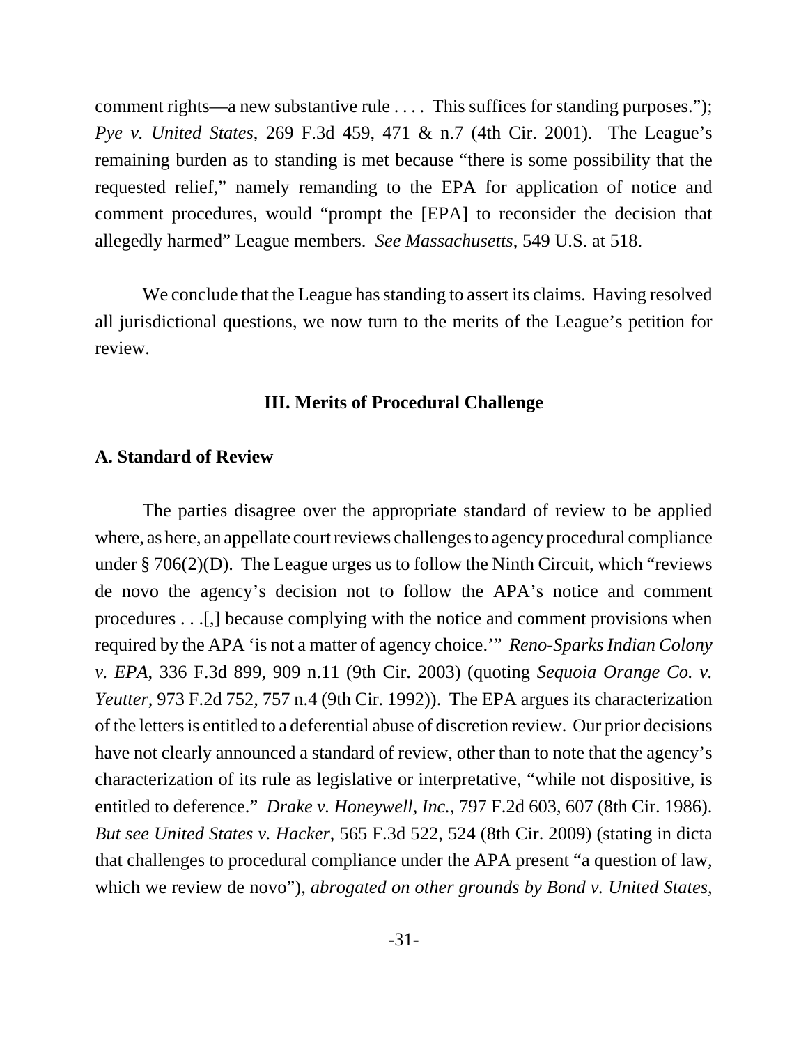comment rights—a new substantive rule . . . . This suffices for standing purposes."); *Pye v. United States*, 269 F.3d 459, 471 & n.7 (4th Cir. 2001). The League's remaining burden as to standing is met because "there is some possibility that the requested relief," namely remanding to the EPA for application of notice and comment procedures, would "prompt the [EPA] to reconsider the decision that allegedly harmed" League members. *See Massachusetts*, 549 U.S. at 518.

We conclude that the League has standing to assert its claims. Having resolved all jurisdictional questions, we now turn to the merits of the League's petition for review.

## III. Merits of Procedural Challenge

### A. Standard of Review

The parties disagree over the appropriate standard of review to be applied where, as here, an appellate court reviews challenges to agency procedural compliance under § 706(2)(D). The League urges us to follow the Ninth Circuit, which "reviews de novo the agency's decision not to follow the APA's notice and comment procedures . . .[,] because complying with the notice and comment provisions when required by the APA 'is not a matter of agency choice.'" *Reno-Sparks Indian Colony v. EPA*, 336 F.3d 899, 909 n.11 (9th Cir. 2003) (quoting *Sequoia Orange Co. v. Yeutter*, 973 F.2d 752, 757 n.4 (9th Cir. 1992)). The EPA argues its characterization of the letters is entitled to a deferential abuse of discretion review. Our prior decisions have not clearly announced a standard of review, other than to note that the agency's characterization of its rule as legislative or interpretative, "while not dispositive, is entitled to deference." *Drake v. Honeywell, Inc.*, 797 F.2d 603, 607 (8th Cir. 1986). *But see United States v. Hacker*, 565 F.3d 522, 524 (8th Cir. 2009) (stating in dicta that challenges to procedural compliance under the APA present "a question of law, which we review de novo"), *abrogated on other grounds by Bond v. United States*,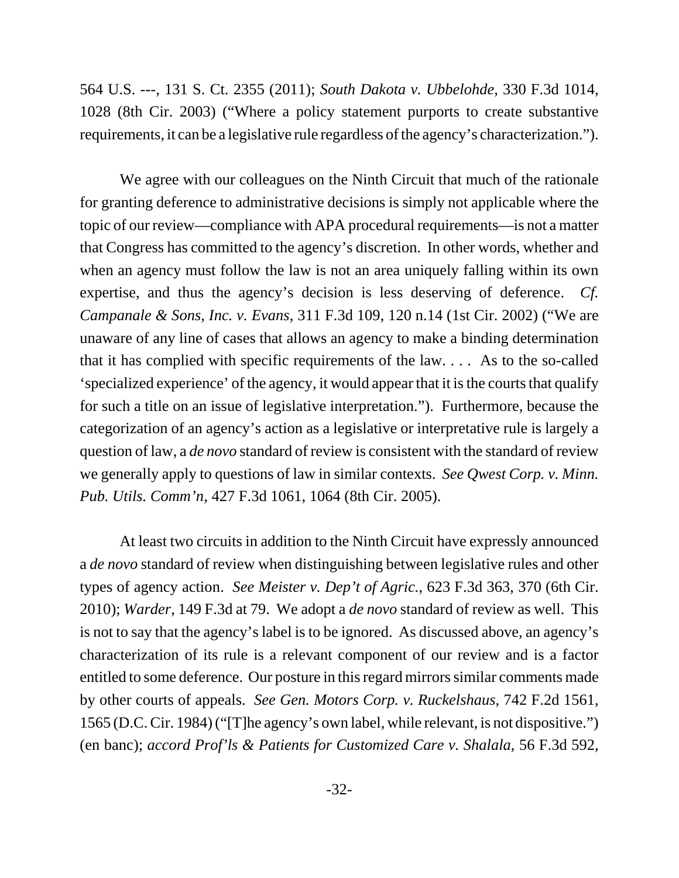564 U.S. ---, 131 S. Ct. 2355 (2011); *South Dakota v. Ubbelohde*, 330 F.3d 1014, 1028 (8th Cir. 2003) ("Where a policy statement purports to create substantive requirements, it can be a legislative rule regardless of the agency's characterization.").

We agree with our colleagues on the Ninth Circuit that much of the rationale for granting deference to administrative decisions is simply not applicable where the topic of our review—compliance with APA procedural requirements—is not a matter that Congress has committed to the agency's discretion. In other words, whether and when an agency must follow the law is not an area uniquely falling within its own expertise, and thus the agency's decision is less deserving of deference. *Cf. Campanale & Sons, Inc. v. Evans*, 311 F.3d 109, 120 n.14 (1st Cir. 2002) ("We are unaware of any line of cases that allows an agency to make a binding determination that it has complied with specific requirements of the law. . . . As to the so-called 'specialized experience' of the agency, it would appear that it is the courts that qualify for such a title on an issue of legislative interpretation."). Furthermore, because the categorization of an agency's action as a legislative or interpretative rule is largely a question of law, a *de novo* standard of review is consistent with the standard of review we generally apply to questions of law in similar contexts. *See Qwest Corp. v. Minn. Pub. Utils. Comm'n*, 427 F.3d 1061, 1064 (8th Cir. 2005).

At least two circuits in addition to the Ninth Circuit have expressly announced a *de novo* standard of review when distinguishing between legislative rules and other types of agency action. *See Meister v. Dep't of Agric.*, 623 F.3d 363, 370 (6th Cir. 2010); *Warder*, 149 F.3d at 79. We adopt a *de novo* standard of review as well. This is not to say that the agency's label is to be ignored. As discussed above, an agency's characterization of its rule is a relevant component of our review and is a factor entitled to some deference. Our posture in this regard mirrors similar comments made by other courts of appeals. *See Gen. Motors Corp. v. Ruckelshaus*, 742 F.2d 1561, 1565 (D.C. Cir. 1984) ("[T]he agency's own label, while relevant, is not dispositive.") (en banc); *accord Prof'ls & Patients for Customized Care v. Shalala*, 56 F.3d 592,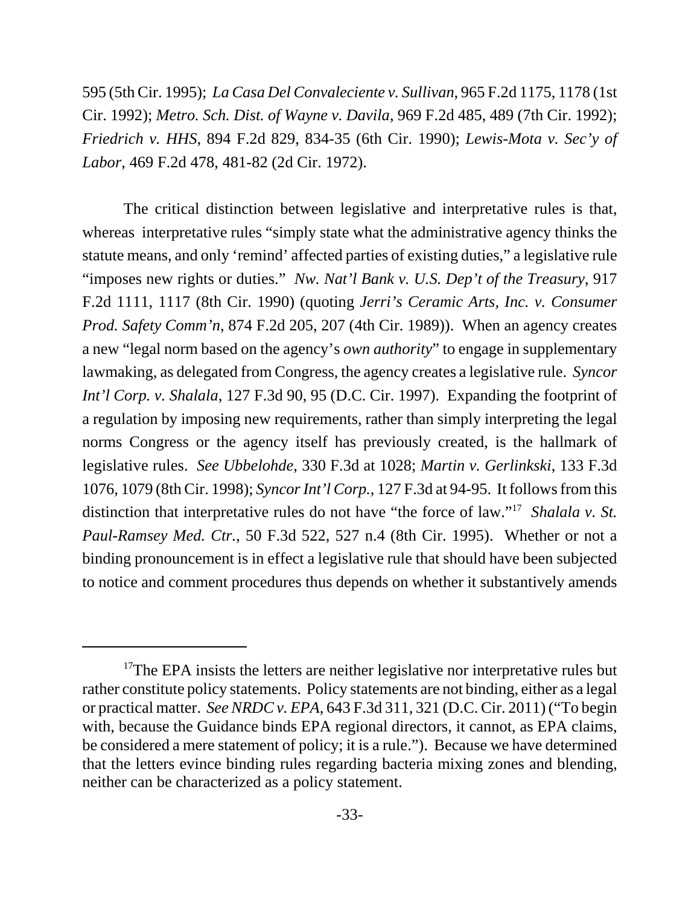595 (5th Cir. 1995); *La Casa Del Convaleciente v. Sullivan*, 965 F.2d 1175, 1178 (1st Cir. 1992); *Metro. Sch. Dist. of Wayne v. Davila*, 969 F.2d 485, 489 (7th Cir. 1992); *Friedrich v. HHS*, 894 F.2d 829, 834-35 (6th Cir. 1990); *Lewis-Mota v. Sec'y of Labor*, 469 F.2d 478, 481-82 (2d Cir. 1972).

The critical distinction between legislative and interpretative rules is that, whereas interpretative rules "simply state what the administrative agency thinks the statute means, and only 'remind' affected parties of existing duties," a legislative rule "imposes new rights or duties." *Nw. Nat'l Bank v. U.S. Dep't of the Treasury*, 917 F.2d 1111, 1117 (8th Cir. 1990) (quoting *Jerri's Ceramic Arts, Inc. v. Consumer Prod. Safety Comm'n*, 874 F.2d 205, 207 (4th Cir. 1989)). When an agency creates a new "legal norm based on the agency's *own authority*" to engage in supplementary lawmaking, as delegated from Congress, the agency creates a legislative rule. *Syncor Int'l Corp. v. Shalala*, 127 F.3d 90, 95 (D.C. Cir. 1997). Expanding the footprint of a regulation by imposing new requirements, rather than simply interpreting the legal norms Congress or the agency itself has previously created, is the hallmark of legislative rules. *See Ubbelohde*, 330 F.3d at 1028; *Martin v. Gerlinkski*, 133 F.3d 1076, 1079 (8th Cir. 1998); *Syncor Int'l Corp.*, 127 F.3d at 94-95. It follows from this distinction that interpretative rules do not have "the force of law."[17] *Shalala v. St. Paul-Ramsey Med. Ctr.*, 50 F.3d 522, 527 n.4 (8th Cir. 1995). Whether or not a binding pronouncement is in effect a legislative rule that should have been subjected to notice and comment procedures thus depends on whether it substantively amends

---

[17]The EPA insists the letters are neither legislative nor interpretative rules but rather constitute policy statements. Policy statements are not binding, either as a legal or practical matter. *See NRDC v. EPA*, 643 F.3d 311, 321 (D.C. Cir. 2011) ("To begin with, because the Guidance binds EPA regional directors, it cannot, as EPA claims, be considered a mere statement of policy; it is a rule."). Because we have determined that the letters evince binding rules regarding bacteria mixing zones and blending, neither can be characterized as a policy statement.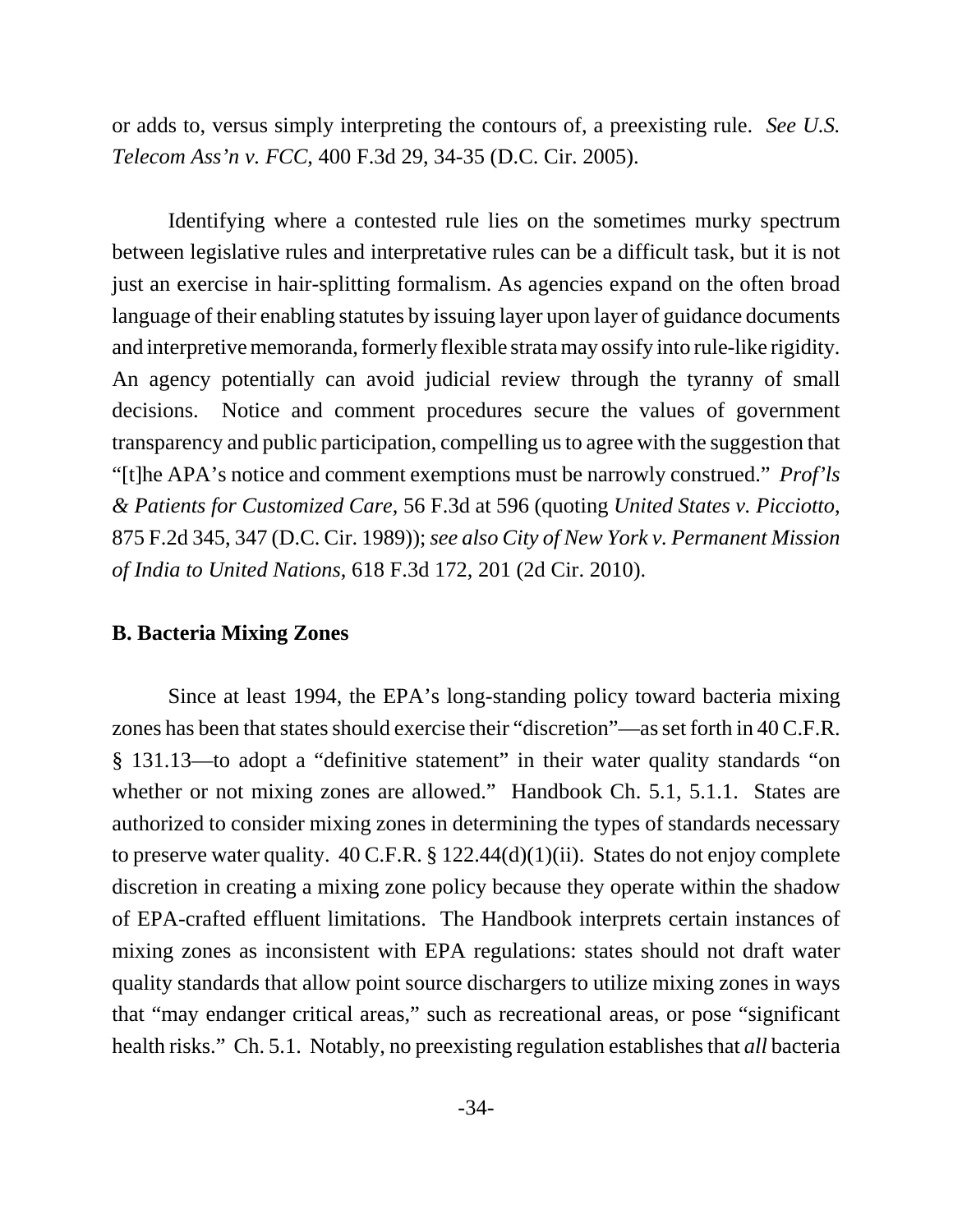or adds to, versus simply interpreting the contours of, a preexisting rule. *See U.S. Telecom Ass'n v. FCC*, 400 F.3d 29, 34-35 (D.C. Cir. 2005).

Identifying where a contested rule lies on the sometimes murky spectrum between legislative rules and interpretative rules can be a difficult task, but it is not just an exercise in hair-splitting formalism. As agencies expand on the often broad language of their enabling statutes by issuing layer upon layer of guidance documents and interpretive memoranda, formerly flexible strata may ossify into rule-like rigidity. An agency potentially can avoid judicial review through the tyranny of small decisions. Notice and comment procedures secure the values of government transparency and public participation, compelling us to agree with the suggestion that "[t]he APA's notice and comment exemptions must be narrowly construed." *Prof'ls & Patients for Customized Care*, 56 F.3d at 596 (quoting *United States v. Picciotto*, 875 F.2d 345, 347 (D.C. Cir. 1989)); *see also City of New York v. Permanent Mission of India to United Nations*, 618 F.3d 172, 201 (2d Cir. 2010).

### B. Bacteria Mixing Zones

Since at least 1994, the EPA's long-standing policy toward bacteria mixing zones has been that states should exercise their "discretion"—as set forth in 40 C.F.R. § 131.13—to adopt a "definitive statement" in their water quality standards "on whether or not mixing zones are allowed." Handbook Ch. 5.1, 5.1.1. States are authorized to consider mixing zones in determining the types of standards necessary to preserve water quality. 40 C.F.R. § 122.44(d)(1)(ii). States do not enjoy complete discretion in creating a mixing zone policy because they operate within the shadow of EPA-crafted effluent limitations. The Handbook interprets certain instances of mixing zones as inconsistent with EPA regulations: states should not draft water quality standards that allow point source dischargers to utilize mixing zones in ways that "may endanger critical areas," such as recreational areas, or pose "significant health risks." Ch. 5.1. Notably, no preexisting regulation establishes that *all* bacteria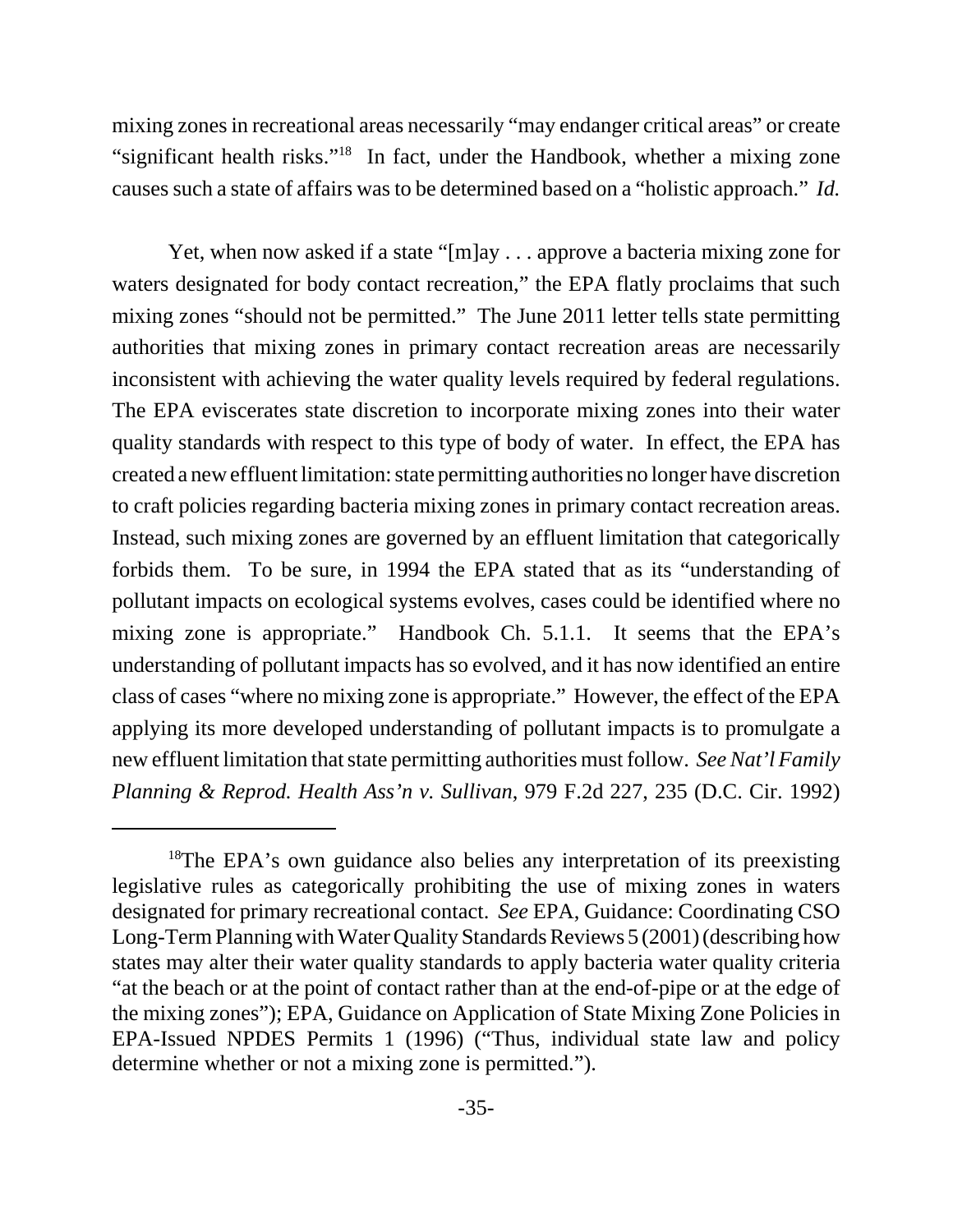mixing zones in recreational areas necessarily "may endanger critical areas" or create "significant health risks."[18] In fact, under the Handbook, whether a mixing zone causes such a state of affairs was to be determined based on a "holistic approach." *Id.*

Yet, when now asked if a state "[m]ay . . . approve a bacteria mixing zone for waters designated for body contact recreation," the EPA flatly proclaims that such mixing zones "should not be permitted." The June 2011 letter tells state permitting authorities that mixing zones in primary contact recreation areas are necessarily inconsistent with achieving the water quality levels required by federal regulations. The EPA eviscerates state discretion to incorporate mixing zones into their water quality standards with respect to this type of body of water. In effect, the EPA has created a new effluent limitation: state permitting authorities no longer have discretion to craft policies regarding bacteria mixing zones in primary contact recreation areas. Instead, such mixing zones are governed by an effluent limitation that categorically forbids them. To be sure, in 1994 the EPA stated that as its "understanding of pollutant impacts on ecological systems evolves, cases could be identified where no mixing zone is appropriate." Handbook Ch. 5.1.1. It seems that the EPA's understanding of pollutant impacts has so evolved, and it has now identified an entire class of cases "where no mixing zone is appropriate." However, the effect of the EPA applying its more developed understanding of pollutant impacts is to promulgate a new effluent limitation that state permitting authorities must follow. *See Nat'l Family Planning & Reprod. Health Ass'n v. Sullivan*, 979 F.2d 227, 235 (D.C. Cir. 1992)

---

[18]The EPA's own guidance also belies any interpretation of its preexisting legislative rules as categorically prohibiting the use of mixing zones in waters designated for primary recreational contact. *See* EPA, Guidance: Coordinating CSO Long-Term Planning with Water Quality Standards Reviews 5 (2001) (describing how states may alter their water quality standards to apply bacteria water quality criteria "at the beach or at the point of contact rather than at the end-of-pipe or at the edge of the mixing zones"); EPA, Guidance on Application of State Mixing Zone Policies in EPA-Issued NPDES Permits 1 (1996) ("Thus, individual state law and policy determine whether or not a mixing zone is permitted.").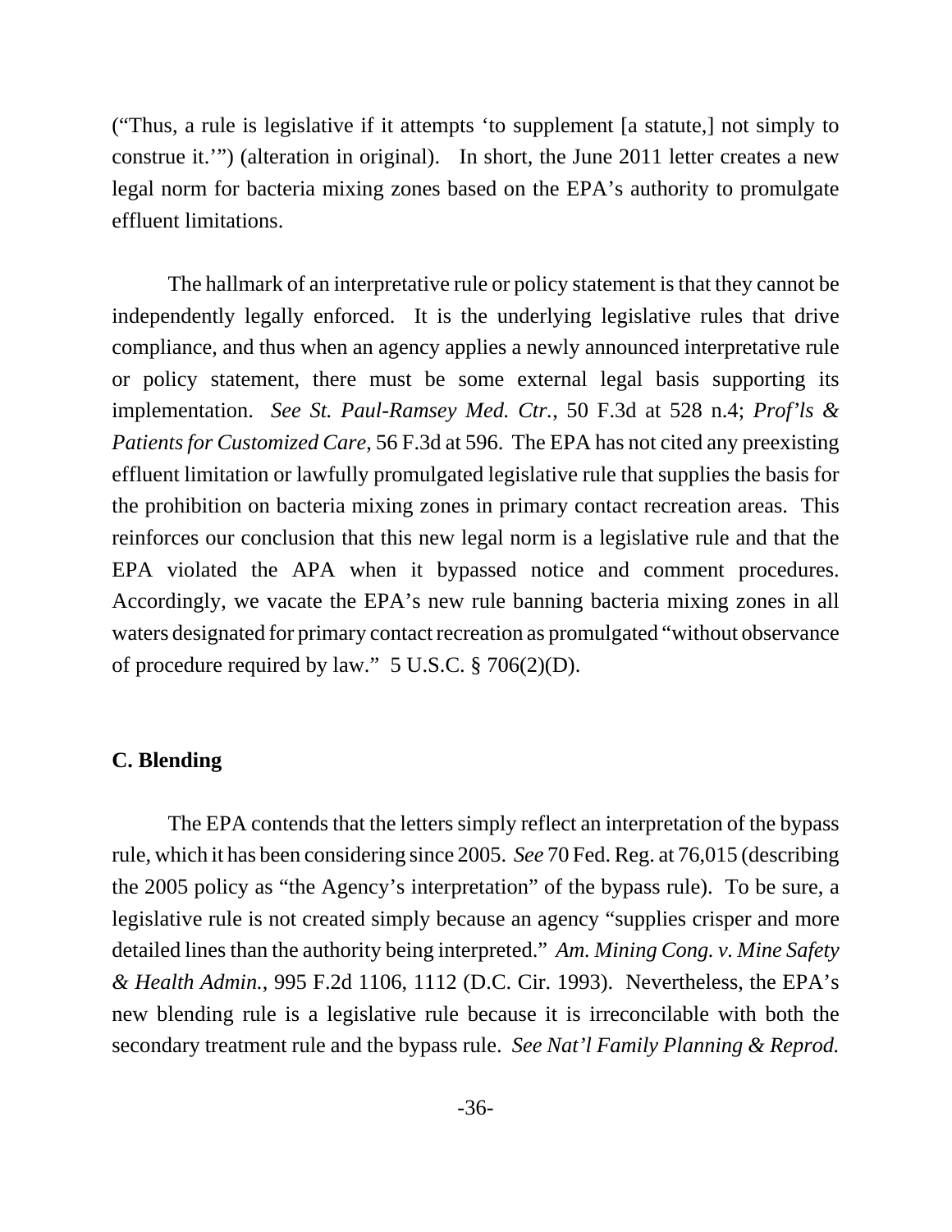("Thus, a rule is legislative if it attempts 'to supplement [a statute,] not simply to construe it.'") (alteration in original). In short, the June 2011 letter creates a new legal norm for bacteria mixing zones based on the EPA's authority to promulgate effluent limitations.

The hallmark of an interpretative rule or policy statement is that they cannot be independently legally enforced. It is the underlying legislative rules that drive compliance, and thus when an agency applies a newly announced interpretative rule or policy statement, there must be some external legal basis supporting its implementation. *See St. Paul-Ramsey Med. Ctr.*, 50 F.3d at 528 n.4; *Prof'ls & Patients for Customized Care*, 56 F.3d at 596. The EPA has not cited any preexisting effluent limitation or lawfully promulgated legislative rule that supplies the basis for the prohibition on bacteria mixing zones in primary contact recreation areas. This reinforces our conclusion that this new legal norm is a legislative rule and that the EPA violated the APA when it bypassed notice and comment procedures. Accordingly, we vacate the EPA's new rule banning bacteria mixing zones in all waters designated for primary contact recreation as promulgated "without observance of procedure required by law." 5 U.S.C. § 706(2)(D).

### C. Blending

The EPA contends that the letters simply reflect an interpretation of the bypass rule, which it has been considering since 2005. *See* 70 Fed. Reg. at 76,015 (describing the 2005 policy as "the Agency's interpretation" of the bypass rule). To be sure, a legislative rule is not created simply because an agency "supplies crisper and more detailed lines than the authority being interpreted." *Am. Mining Cong. v. Mine Safety & Health Admin.*, 995 F.2d 1106, 1112 (D.C. Cir. 1993). Nevertheless, the EPA's new blending rule is a legislative rule because it is irreconcilable with both the secondary treatment rule and the bypass rule. *See Nat'l Family Planning & Reprod.*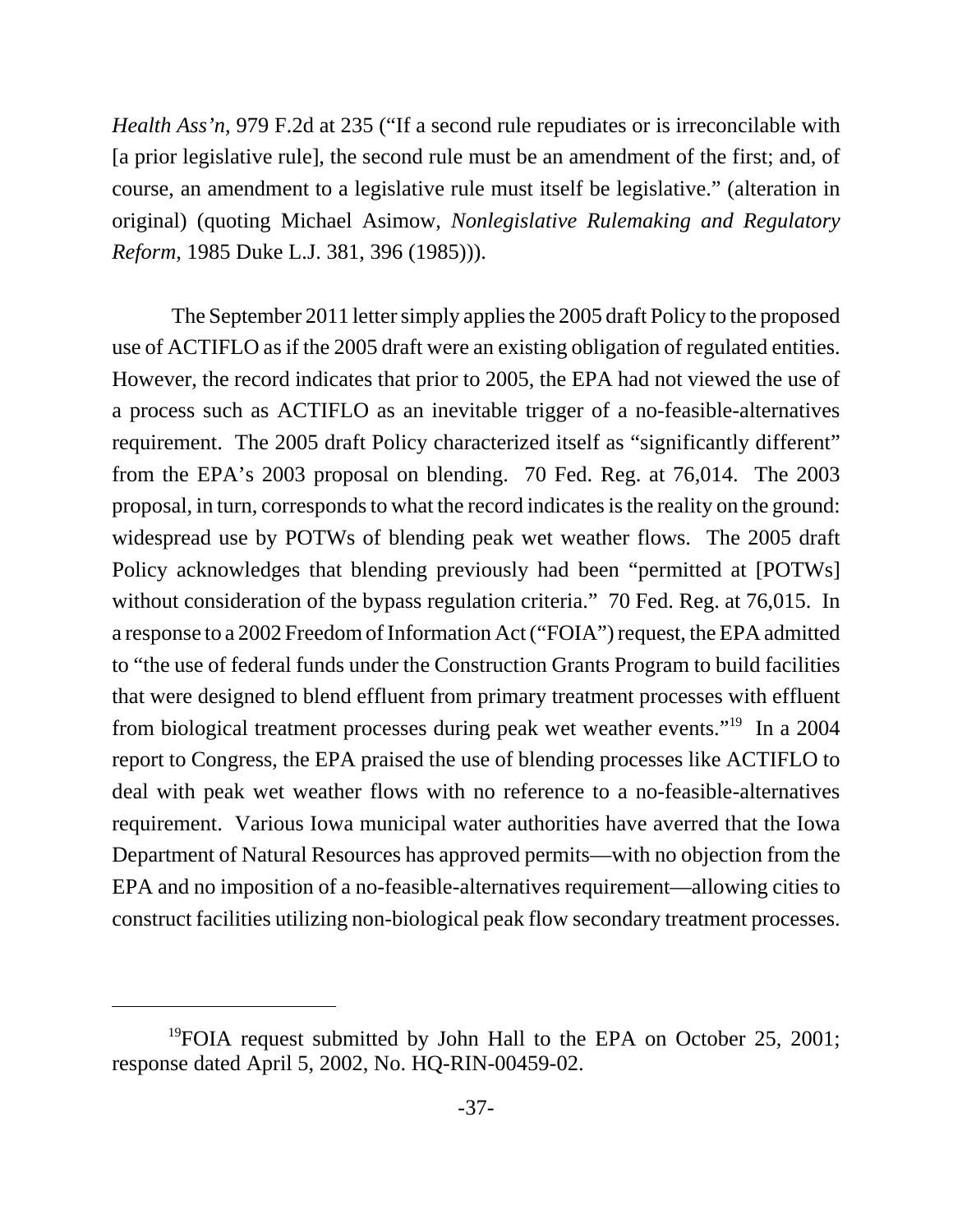*Health Ass'n*, 979 F.2d at 235 ("If a second rule repudiates or is irreconcilable with [a prior legislative rule], the second rule must be an amendment of the first; and, of course, an amendment to a legislative rule must itself be legislative." (alteration in original) (quoting Michael Asimow, *Nonlegislative Rulemaking and Regulatory Reform*, 1985 Duke L.J. 381, 396 (1985))).

The September 2011 letter simply applies the 2005 draft Policy to the proposed use of ACTIFLO as if the 2005 draft were an existing obligation of regulated entities. However, the record indicates that prior to 2005, the EPA had not viewed the use of a process such as ACTIFLO as an inevitable trigger of a no-feasible-alternatives requirement. The 2005 draft Policy characterized itself as "significantly different" from the EPA's 2003 proposal on blending. 70 Fed. Reg. at 76,014. The 2003 proposal, in turn, corresponds to what the record indicates is the reality on the ground: widespread use by POTWs of blending peak wet weather flows. The 2005 draft Policy acknowledges that blending previously had been "permitted at [POTWs] without consideration of the bypass regulation criteria." 70 Fed. Reg. at 76,015. In a response to a 2002 Freedom of Information Act ("FOIA") request, the EPA admitted to "the use of federal funds under the Construction Grants Program to build facilities that were designed to blend effluent from primary treatment processes with effluent from biological treatment processes during peak wet weather events."[19] In a 2004 report to Congress, the EPA praised the use of blending processes like ACTIFLO to deal with peak wet weather flows with no reference to a no-feasible-alternatives requirement. Various Iowa municipal water authorities have averred that the Iowa Department of Natural Resources has approved permits—with no objection from the EPA and no imposition of a no-feasible-alternatives requirement—allowing cities to construct facilities utilizing non-biological peak flow secondary treatment processes.

[19] FOIA request submitted by John Hall to the EPA on October 25, 2001; response dated April 5, 2002, No. HQ-RIN-00459-02.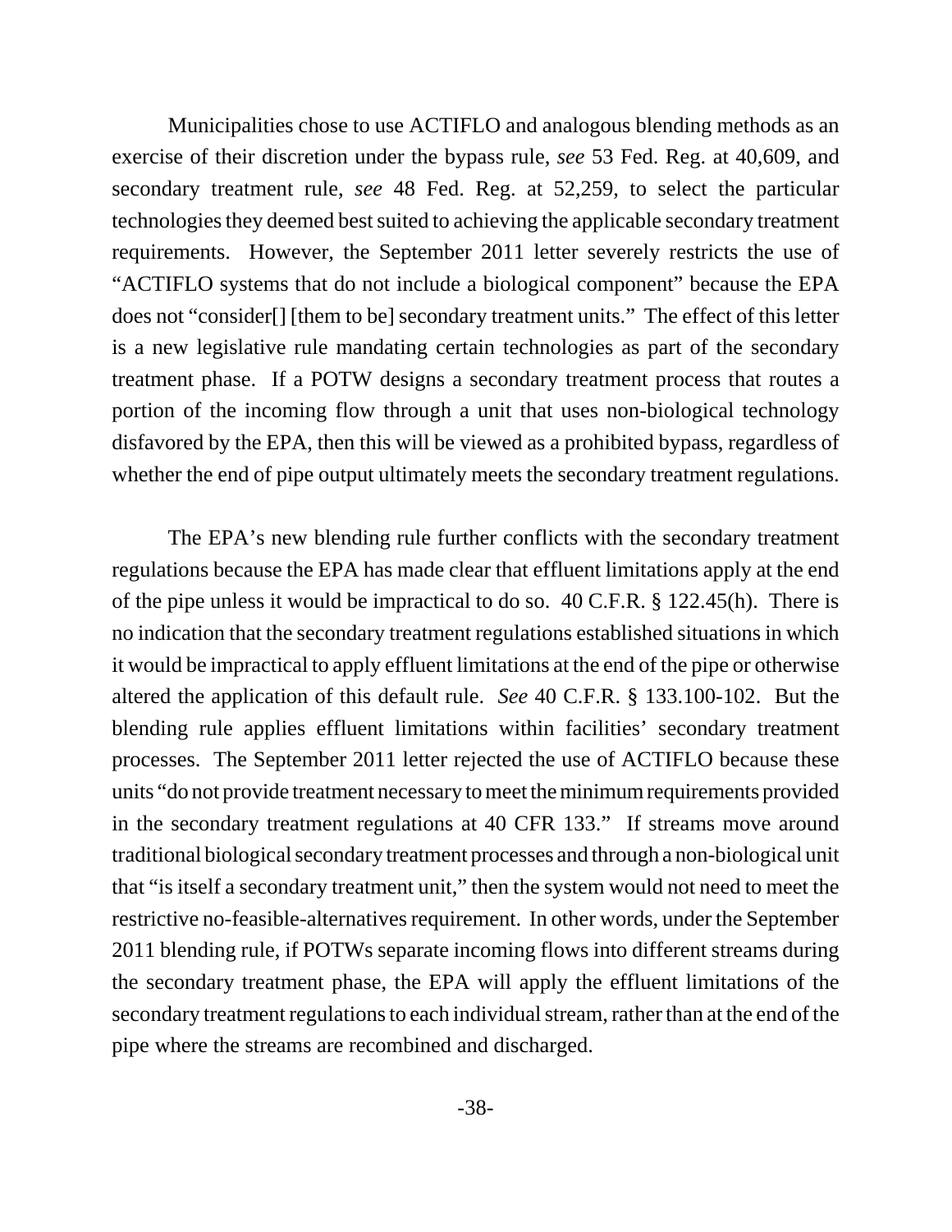Municipalities chose to use ACTIFLO and analogous blending methods as an exercise of their discretion under the bypass rule, *see* 53 Fed. Reg. at 40,609, and secondary treatment rule, *see* 48 Fed. Reg. at 52,259, to select the particular technologies they deemed best suited to achieving the applicable secondary treatment requirements. However, the September 2011 letter severely restricts the use of "ACTIFLO systems that do not include a biological component" because the EPA does not "consider[] [them to be] secondary treatment units." The effect of this letter is a new legislative rule mandating certain technologies as part of the secondary treatment phase. If a POTW designs a secondary treatment process that routes a portion of the incoming flow through a unit that uses non-biological technology disfavored by the EPA, then this will be viewed as a prohibited bypass, regardless of whether the end of pipe output ultimately meets the secondary treatment regulations.

The EPA's new blending rule further conflicts with the secondary treatment regulations because the EPA has made clear that effluent limitations apply at the end of the pipe unless it would be impractical to do so. 40 C.F.R. § 122.45(h). There is no indication that the secondary treatment regulations established situations in which it would be impractical to apply effluent limitations at the end of the pipe or otherwise altered the application of this default rule. *See* 40 C.F.R. § 133.100-102. But the blending rule applies effluent limitations within facilities' secondary treatment processes. The September 2011 letter rejected the use of ACTIFLO because these units "do not provide treatment necessary to meet the minimum requirements provided in the secondary treatment regulations at 40 CFR 133." If streams move around traditional biological secondary treatment processes and through a non-biological unit that "is itself a secondary treatment unit," then the system would not need to meet the restrictive no-feasible-alternatives requirement. In other words, under the September 2011 blending rule, if POTWs separate incoming flows into different streams during the secondary treatment phase, the EPA will apply the effluent limitations of the secondary treatment regulations to each individual stream, rather than at the end of the pipe where the streams are recombined and discharged.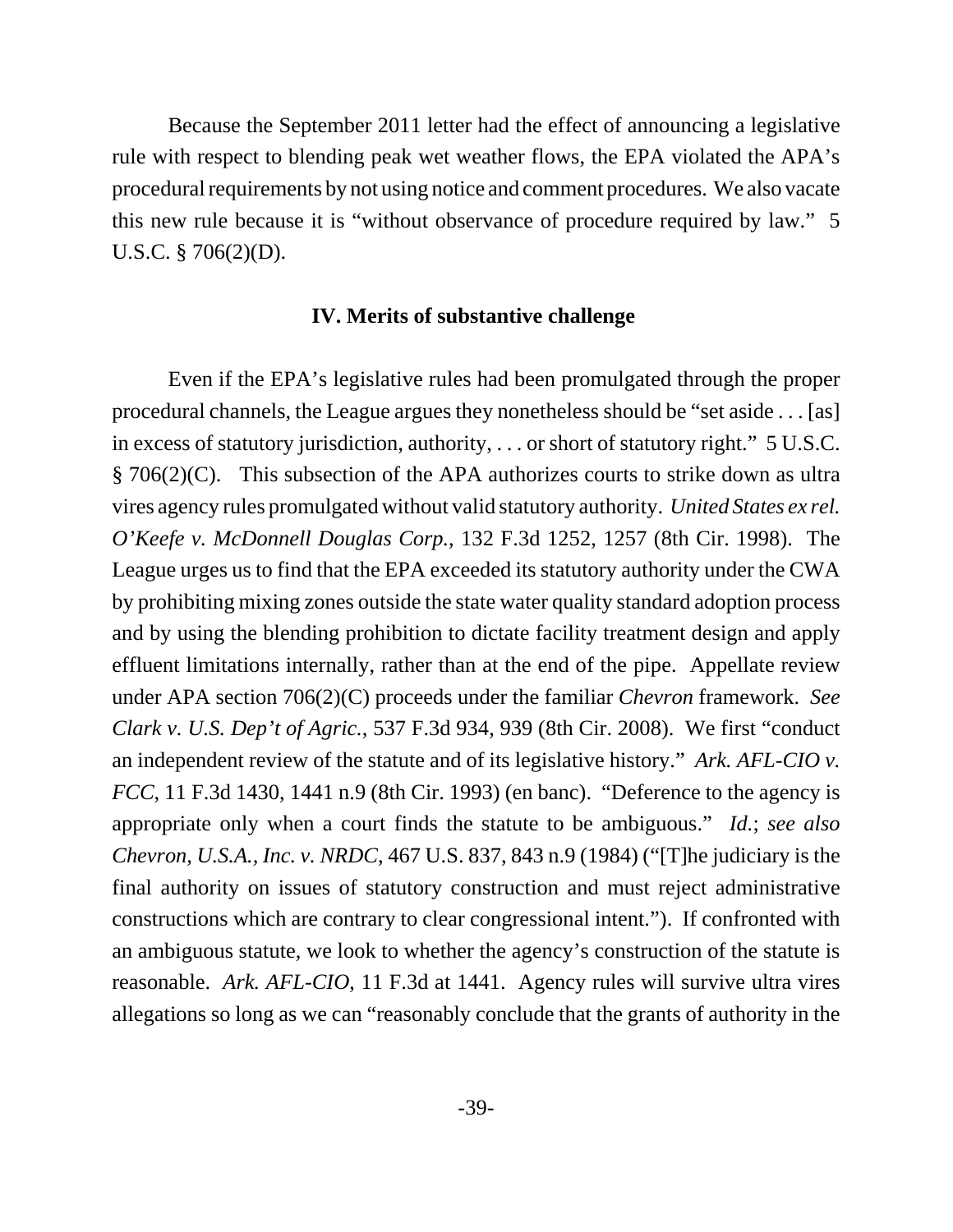Because the September 2011 letter had the effect of announcing a legislative rule with respect to blending peak wet weather flows, the EPA violated the APA's procedural requirements by not using notice and comment procedures. We also vacate this new rule because it is "without observance of procedure required by law." 5 U.S.C. § 706(2)(D).

## IV. Merits of substantive challenge

Even if the EPA's legislative rules had been promulgated through the proper procedural channels, the League argues they nonetheless should be "set aside . . . [as] in excess of statutory jurisdiction, authority, . . . or short of statutory right." 5 U.S.C. § 706(2)(C). This subsection of the APA authorizes courts to strike down as ultra vires agency rules promulgated without valid statutory authority. *United States ex rel. O'Keefe v. McDonnell Douglas Corp.*, 132 F.3d 1252, 1257 (8th Cir. 1998). The League urges us to find that the EPA exceeded its statutory authority under the CWA by prohibiting mixing zones outside the state water quality standard adoption process and by using the blending prohibition to dictate facility treatment design and apply effluent limitations internally, rather than at the end of the pipe. Appellate review under APA section 706(2)(C) proceeds under the familiar *Chevron* framework. *See Clark v. U.S. Dep't of Agric.*, 537 F.3d 934, 939 (8th Cir. 2008). We first "conduct an independent review of the statute and of its legislative history." *Ark. AFL-CIO v. FCC*, 11 F.3d 1430, 1441 n.9 (8th Cir. 1993) (en banc). "Deference to the agency is appropriate only when a court finds the statute to be ambiguous." *Id.*; *see also Chevron, U.S.A., Inc. v. NRDC*, 467 U.S. 837, 843 n.9 (1984) ("[T]he judiciary is the final authority on issues of statutory construction and must reject administrative constructions which are contrary to clear congressional intent."). If confronted with an ambiguous statute, we look to whether the agency's construction of the statute is reasonable. *Ark. AFL-CIO*, 11 F.3d at 1441. Agency rules will survive ultra vires allegations so long as we can "reasonably conclude that the grants of authority in the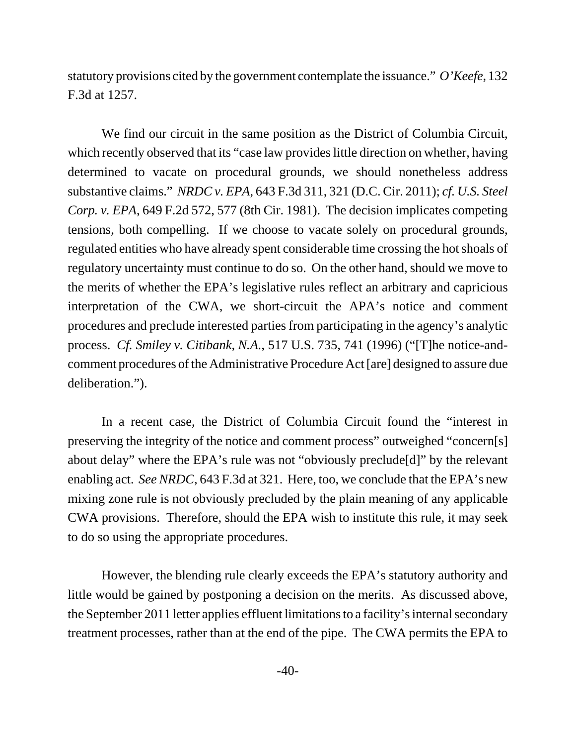statutory provisions cited by the government contemplate the issuance." *O'Keefe*, 132 F.3d at 1257.

We find our circuit in the same position as the District of Columbia Circuit, which recently observed that its "case law provides little direction on whether, having determined to vacate on procedural grounds, we should nonetheless address substantive claims." *NRDC v. EPA*, 643 F.3d 311, 321 (D.C. Cir. 2011); *cf. U.S. Steel Corp. v. EPA*, 649 F.2d 572, 577 (8th Cir. 1981). The decision implicates competing tensions, both compelling. If we choose to vacate solely on procedural grounds, regulated entities who have already spent considerable time crossing the hot shoals of regulatory uncertainty must continue to do so. On the other hand, should we move to the merits of whether the EPA's legislative rules reflect an arbitrary and capricious interpretation of the CWA, we short-circuit the APA's notice and comment procedures and preclude interested parties from participating in the agency's analytic process. *Cf. Smiley v. Citibank, N.A.*, 517 U.S. 735, 741 (1996) ("[T]he notice-and-comment procedures of the Administrative Procedure Act [are] designed to assure due deliberation.").

In a recent case, the District of Columbia Circuit found the "interest in preserving the integrity of the notice and comment process" outweighed "concern[s] about delay" where the EPA's rule was not "obviously preclude[d]" by the relevant enabling act. *See NRDC*, 643 F.3d at 321. Here, too, we conclude that the EPA's new mixing zone rule is not obviously precluded by the plain meaning of any applicable CWA provisions. Therefore, should the EPA wish to institute this rule, it may seek to do so using the appropriate procedures.

However, the blending rule clearly exceeds the EPA's statutory authority and little would be gained by postponing a decision on the merits. As discussed above, the September 2011 letter applies effluent limitations to a facility's internal secondary treatment processes, rather than at the end of the pipe. The CWA permits the EPA to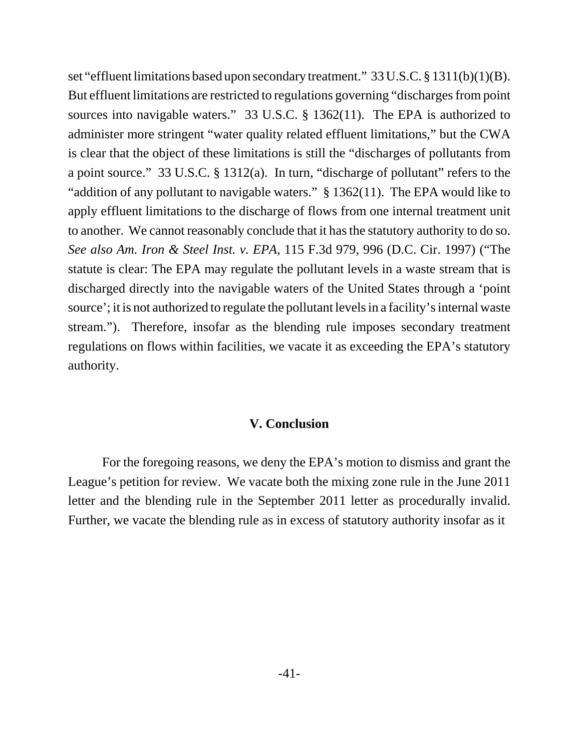set "effluent limitations based upon secondary treatment." 33 U.S.C. § 1311(b)(1)(B). But effluent limitations are restricted to regulations governing "discharges from point sources into navigable waters." 33 U.S.C. § 1362(11). The EPA is authorized to administer more stringent "water quality related effluent limitations," but the CWA is clear that the object of these limitations is still the "discharges of pollutants from a point source." 33 U.S.C. § 1312(a). In turn, "discharge of pollutant" refers to the "addition of any pollutant to navigable waters." § 1362(11). The EPA would like to apply effluent limitations to the discharge of flows from one internal treatment unit to another. We cannot reasonably conclude that it has the statutory authority to do so. *See also Am. Iron & Steel Inst. v. EPA*, 115 F.3d 979, 996 (D.C. Cir. 1997) ("The statute is clear: The EPA may regulate the pollutant levels in a waste stream that is discharged directly into the navigable waters of the United States through a 'point source'; it is not authorized to regulate the pollutant levels in a facility's internal waste stream."). Therefore, insofar as the blending rule imposes secondary treatment regulations on flows within facilities, we vacate it as exceeding the EPA's statutory authority.

## V. Conclusion

For the foregoing reasons, we deny the EPA's motion to dismiss and grant the League's petition for review. We vacate both the mixing zone rule in the June 2011 letter and the blending rule in the September 2011 letter as procedurally invalid. Further, we vacate the blending rule as in excess of statutory authority insofar as it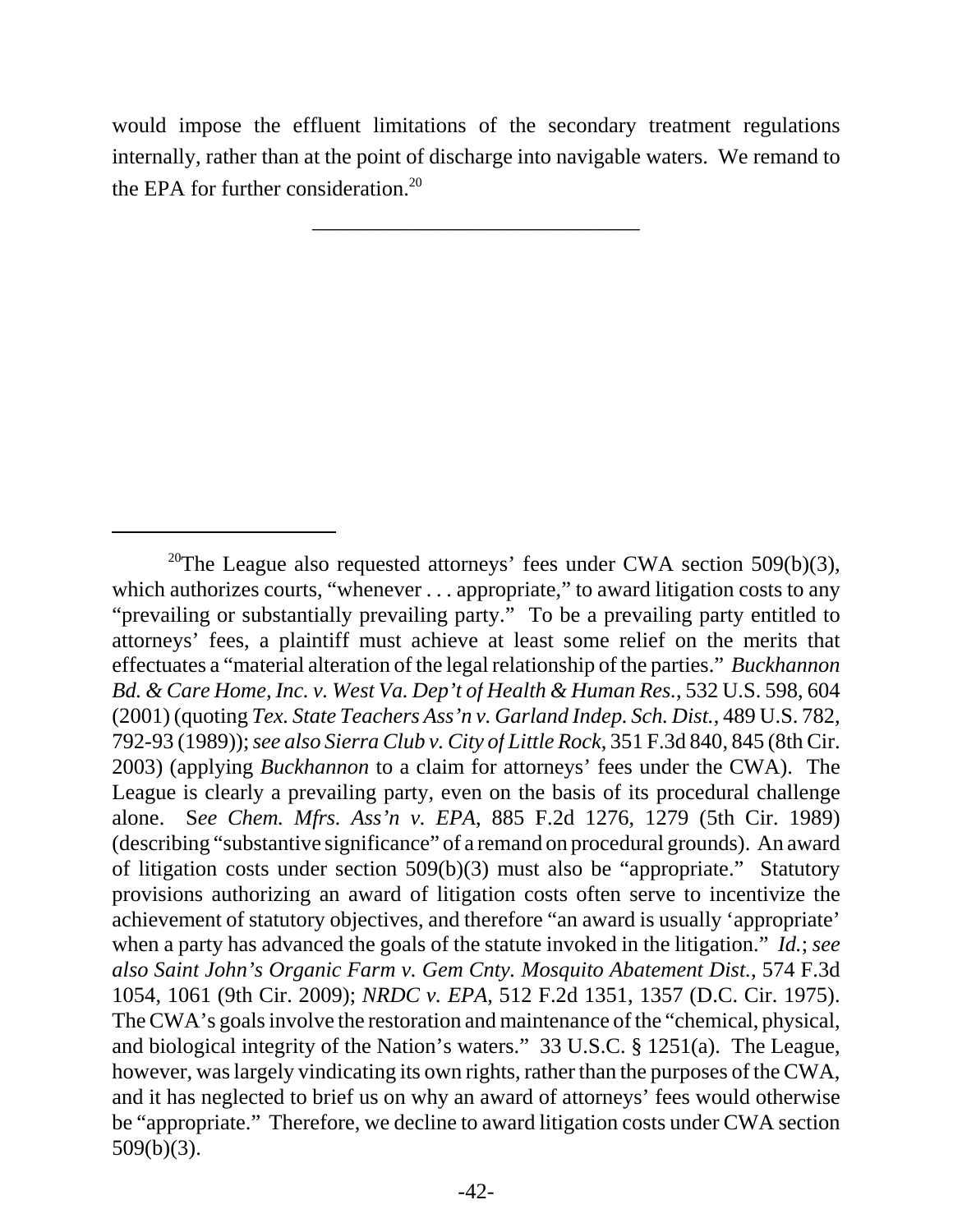would impose the effluent limitations of the secondary treatment regulations internally, rather than at the point of discharge into navigable waters. We remand to the EPA for further consideration.[20]

______________________________

[20]The League also requested attorneys' fees under CWA section 509(b)(3), which authorizes courts, "whenever . . . appropriate," to award litigation costs to any "prevailing or substantially prevailing party." To be a prevailing party entitled to attorneys' fees, a plaintiff must achieve at least some relief on the merits that effectuates a "material alteration of the legal relationship of the parties." *Buckhannon Bd. & Care Home, Inc. v. West Va. Dep't of Health & Human Res.*, 532 U.S. 598, 604 (2001) (quoting *Tex. State Teachers Ass'n v. Garland Indep. Sch. Dist.*, 489 U.S. 782, 792-93 (1989)); *see also Sierra Club v. City of Little Rock*, 351 F.3d 840, 845 (8th Cir. 2003) (applying *Buckhannon* to a claim for attorneys' fees under the CWA). The League is clearly a prevailing party, even on the basis of its procedural challenge alone. S*ee Chem. Mfrs. Ass'n v. EPA*, 885 F.2d 1276, 1279 (5th Cir. 1989) (describing "substantive significance" of a remand on procedural grounds). An award of litigation costs under section 509(b)(3) must also be "appropriate." Statutory provisions authorizing an award of litigation costs often serve to incentivize the achievement of statutory objectives, and therefore "an award is usually 'appropriate' when a party has advanced the goals of the statute invoked in the litigation." *Id.*; *see also Saint John's Organic Farm v. Gem Cnty. Mosquito Abatement Dist.*, 574 F.3d 1054, 1061 (9th Cir. 2009); *NRDC v. EPA*, 512 F.2d 1351, 1357 (D.C. Cir. 1975). The CWA's goals involve the restoration and maintenance of the "chemical, physical, and biological integrity of the Nation's waters." 33 U.S.C. § 1251(a). The League, however, was largely vindicating its own rights, rather than the purposes of the CWA, and it has neglected to brief us on why an award of attorneys' fees would otherwise be "appropriate." Therefore, we decline to award litigation costs under CWA section 509(b)(3).